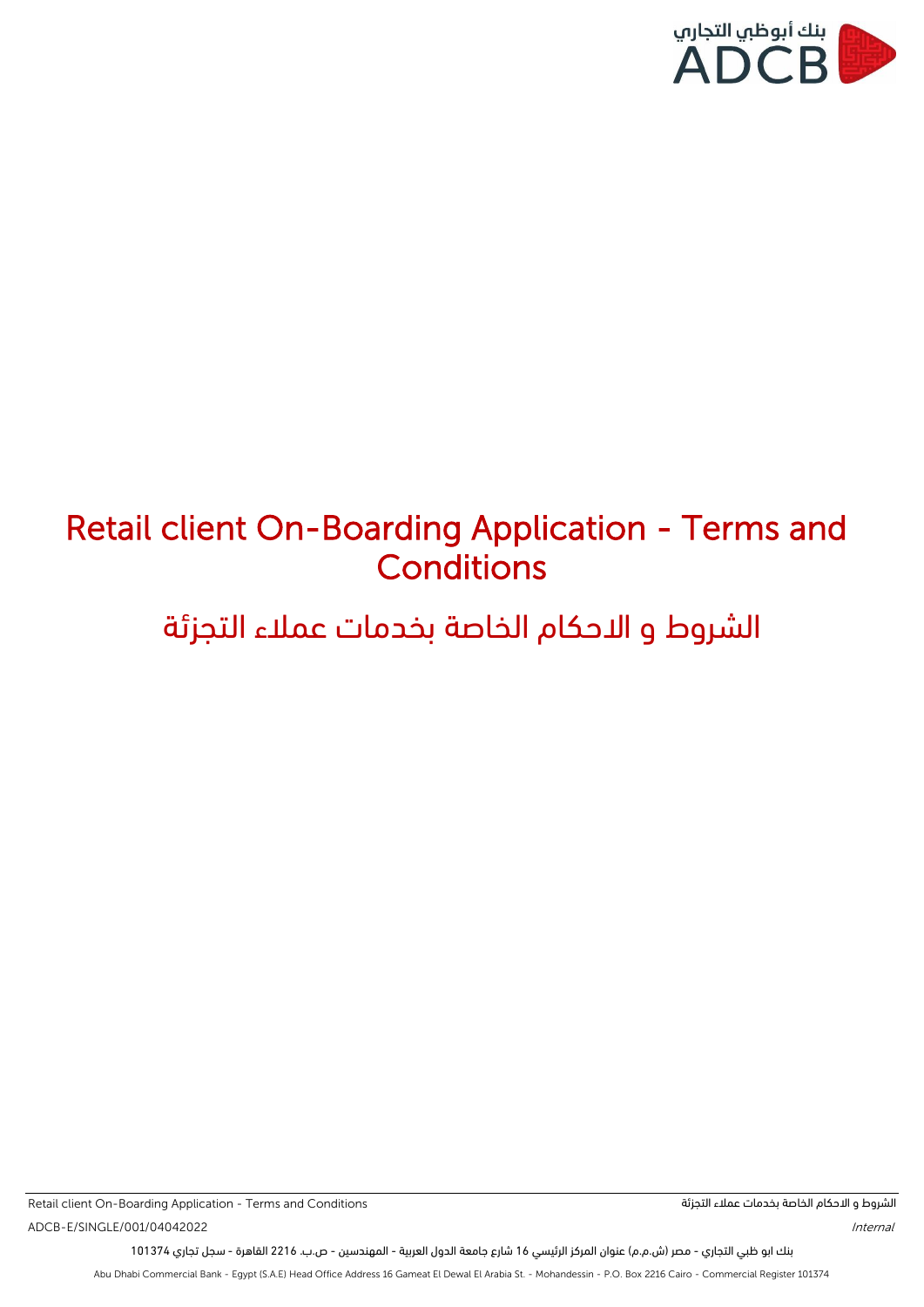# Retail client On-Boarding Application - Terms and Conditions

# الشروط و الاحكام الخاصة بخدمات عملاء التجزئة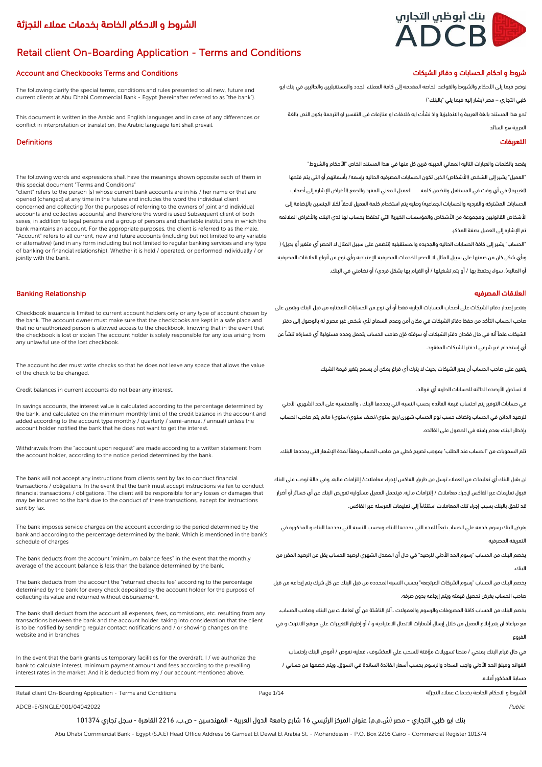# الشروط و الاحكام الخاصة بخدمات عملاء التجزئة

# Retail client On-Boarding Application - Terms and Conditions

## Account and Checkbooks Terms and Conditions

The following clarify the special terms, conditions and rules presented to all new, future and current clients at Abu Dhabi Commercial Bank - Egypt (hereinafter referred to as "the bank").

This document is written in the Arabic and English languages and in case of any differences or conflict in interpretation or translation, the Arabic language text shall prevail.

## شروط و احكام الحسابات و دفاتر الشيكات

نوضح فيما يلي الأحكام والشروط والقواعد الخاصه المقدمه إلى كافة العملاء الجدد والمستقبليين والحاليين في بنك ابو ظبي التجاري – مصر (يشار إليه فيما يلي "بالبنك")

تحرر هذا المستند باللغة العربية و الانجليزية واذ نشأت ايه خلافات او منازعات فى التفسير او الترجمة يكون النص باللغة العربية هو السائد

## Definitions

The following words and expressions shall have the meanings shown opposite each of them in this special document "Terms and Conditions"

"client" refers to the person (s) whose current bank accounts are in his / her name or that are opened (changed) at any time in the future and includes the word the individual client concerned and collecting (for the purposes of referring to the owners of joint and individual accounts and collective accounts) and therefore the word is used Subsequent client of both sexes, in addition to legal persons and a group of persons and charitable institutions in which the bank maintains an account. For the appropriate purposes, the client is referred to as the male.

"Account" refers to all current, new and future accounts (including but not limited to any variable or alternative) (and in any form including but not limited to regular banking services and any type of banking or financial relationship). Whether it is held / operated, or performed individually / or jointly with the bank.

## التعريفات

يقصد بالكلمات والعبارات التاليه المعاني المبينه قرين كل منها في هذا المستند الخاص "الأحكام والشروط"

"العميل" يشير إلى الشخص (الأشخاص) الذين تكون الحسابات المصرفيه الحاليه بإسمه/ بأسمائهم أو التي يتم فتحها (تغييرها) في أي وقت في المستقبل وتتضمن كلمه العميل المعني المفرد والجمع (لأغراض الإشاره إلى أصحاب الحسابات المشتركه والفرديه والحسابات الجماعيه) وعليه يتم استخدام كلمة العميل لاحقاً لكلا الجنسين بالإضافة إلى الأشخاص القانونيين ومجموعة من الأشخاص والمؤسسات الخيرية التي تحتفظ بحساب لها لدى البنك والأغراض الملائمه تم الإشاره إلى العميل بصفة المذكر.

"الحساب" يشير إلى كافة الحسابات الحاليه والجديده والمستقبليه (تتضمن على سبيل المثال لا الحصر أي متغير أو بديل) ( وبأي شكل كان من ضمنها على سبيل المثال لا الحصر الخدمات المصرفيه الإعتياديه وأي نوع من أنواع العلاقات المصرفيه أو الماليه). سواء يحتفظ بها / أو يتم تشغيلها / أو القيام بها بشكل فردي/ أو تضامني في البنك.

## Banking Relationship

Checkbook issuance is limited to current account holders only or any type of account chosen by the bank. The account owner must make sure that the checkbooks are kept in a safe place and that no unauthorized person is allowed access to the checkbook, knowing that in the event that the checkbook is lost or stolen The account holder is solely responsible for any loss arising from any unlawful use of the lost checkbook.

The account holder must write checks so that he does not leave any space that allows the value of the check to be changed.

Credit balances in current accounts do not bear any interest.

In savings accounts, the interest value is calculated according to the percentage determined by the bank, and calculated on the minimum monthly limit of the credit balance in the account and added according to the account type monthly / quarterly / semi-annual / annual) unless the account holder notified the bank that he does not want to get the interest.

Withdrawals from the "account upon request" are made according to a written statement from the account holder, according to the notice period determined by the bank.

The bank will not accept any instructions from clients sent by fax to conduct financial transactions / obligations. In the event that the bank must accept instructions via fax to conduct financial transactions / obligations. The client will be responsible for any losses or damages that may be incurred to the bank due to the conduct of these transactions, except for instructions sent by fax.

The bank imposes service charges on the account according to the period determined by the bank and according to the percentage determined by the bank. Which is mentioned in the bank's schedule of charges

The bank deducts from the account "minimum balance fees" in the event that the monthly average of the account balance is less than the balance determined by the bank.

The bank deducts from the account the "returned checks fee" according to the percentage determined by the bank for every check deposited by the account holder for the purpose of collecting its value and returned without disbursement.

The bank shall deduct from the account all expenses, fees, commissions, etc. resulting from any transactions between the bank and the account holder. taking into consideration that the client is to be notified by sending regular contact notifications and / or showing changes on the website and in branches

In the event that the bank grants us temporary facilities for the overdraft, I / we authorize the bank to calculate interest, minimum payment amount and fees according to the prevailing interest rates in the market. And it is deducted from my / our account mentioned above.

## العلاقات المصرفيه

يقتصر إصدار دفاتر الشيكات على أصحاب الحسابات الجاريه فقط أو أي نوع من الحسابات المختاره من قبل البنك ويتعين على صاحب الحساب التأكد من حفظ دفاتر الشيكات في مكان أمن وعدم السماح لأي شخص غير مصرح له بالوصول إلى دفتر الشيكات علماً أنه في حال فقدان دفتر الشيكات أو سرقته فإن صاحب الحساب يتحمل وحده مسئولية أي خساره تنشأ عن أي إستخدام غير شرعي لدفتر الشيكات المفقود.

يتعين على صاحب الحساب أن يحرر الشيكات بحيث لا يترك أي فراغ يمكن أن يسمح بتغير قيمة الشيك.

لا تستحق الأرصده الدائنه للحسابات الجاريه أي فوائد.

في حسابات التوفير يتم احتساب قيمة الفائده بحسب النسبه التي يحددها البنك ، والمحتسبه على الحد الشهري الأدني للرصيد الدائن في الحساب وتضاف حسب نوع الحساب شهري/ربع سنوي/نصف سنوي/سنوي) مالم يتم صاحب الحساب بإخطار البنك بعدم رغبته في الحصول على الفائده.

تتم السحوبات من "الحساب عند الطلب" بموجب تصريح خطي من صاحب الحساب وفقاً لمدة الإشعار التي يحددها البنك.

لن يقبل البنك أي تعليمات من العملاء ترسل عن طريق الفاكس لإجراء معاملات/ إلتزامات ماليه. وفي حالة توجب على البنك قبول تعليمات عبر الفاكس لإجراء معاملات / إلتزامات ماليه. فيتحمل العميل مسئوليه تفويض البنك عن أي خسائر أو أضرار قد تلحق بالبنك بسبب إجراء تلك المعاملات استثناءاً إلي تعليمات المرسله عبر الفاكس.

يفرض البنك رسوم خدمه علي الحساب تبعاً للمده التي يحددها البنك وبحسب النسبه التي يحددها البنك و المذكوره في التعريفه المصرفيه

يخصم البنك من الحساب "رسوم الحد الأدني للرصيد" في حال أن المعدل الشهري لرصيد الحساب يقل عن الرصيد المقرر من البنك.

يخصم البنك من الحساب "رسوم الشيكات المرتجعه" بحسب النسبه المحدده من قبل البنك عن كل شيك يتم إيداعه من قبل صاحب الحساب بغرض تحصيل قيمته ويتم إرجاعه بدون صرفه.

يخصم البنك من الحساب كافة المصروفات والرسوم والعمولات ..ألخ الناشئة عن أي تعاملات بين البنك وصاحب الحساب، مع مراعاة ان يتم إبلاغ العميل من خلال إرسال أشعارات الاتصال الاعتياديه و / أو إظهار التغييرات علي موقع الانترنت و في الفروع

في حال قيام البنك بمنحي / منحنا تسهيلات مؤقتة للسحب علي المكشوف ، فعليه نفوض / أفوض البنك بإحتساب الفوائد ومبلغ الحد الأدني واجب السداد والرسوم بحسب أسعار الفائدة السائدة في السوق. ويتم خصمها من حسابي / حسابنا المذكور أعلاه.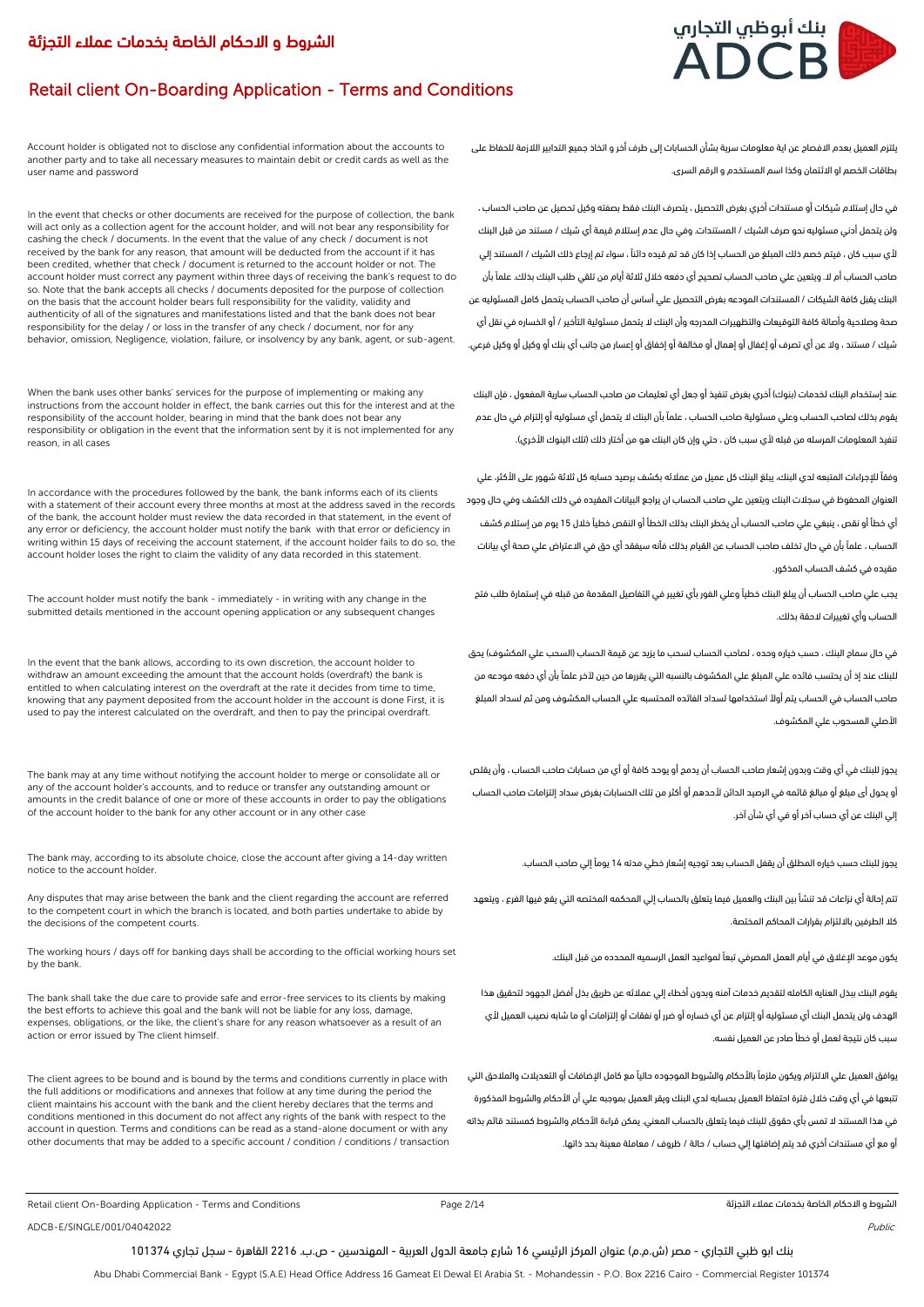# الشروط و الاحكام الخاصة بخدمات عملاء التجزئة

# Retail client On-Boarding Application - Terms and Conditions

Account holder is obligated not to disclose any confidential information about the accounts to another party and to take all necessary measures to maintain debit or credit cards as well as the user name and password

يلتزم العميل بعدم الافصاح عن اية معلومات سرية بشأن الحسابات إلى طرف أخر و اتخاذ جميع التدابير اللازمة للحفاظ على بطاقات الخصم او الائتمان وكذا اسم المستخدم و الرقم السري.

In the event that checks or other documents are received for the purpose of collection, the bank will act only as a collection agent for the account holder, and will not bear any responsibility for cashing the check / documents. In the event that the value of any check / document is not received by the bank for any reason, that amount will be deducted from the account if it has been credited, whether that check / document is returned to the account holder or not. The account holder must correct any payment within three days of receiving the bank's request to do so. Note that the bank accepts all checks / documents deposited for the purpose of collection on the basis that the account holder bears full responsibility for the validity, validity and authenticity of all of the signatures and manifestations listed and that the bank does not bear responsibility for the delay / or loss in the transfer of any check / document, nor for any behavior, omission, Negligence, violation, failure, or insolvency by any bank, agent, or sub-agent.

في حال إستلام شيكات أو مستندات أخري بغرض التحصيل ، يتصرف البنك فقط بصفته وكيل تحصيل عن صاحب الحساب ، ولن يتحمل أدني مسئوليه نحو صرف الشيك / المستندات. وفي حال عدم إستلام البنك قيمة أي شيك / مستند من قبل البنك لأي سبب كان ، فيتم خصم ذلك المبلغ من الحساب إذا كان قد تم قيده دائناً ، سواء تم إرجاع ذلك الشيك / المستند إلي صاحب الحساب أم لا. ويتعين علي صاحب الحساب تصحيح أي دفعه خلال ثلاثة أيام من تلقي طلب البنك بذلك. علماً بأن البنك يقبل كافة الشيكات / المستندات المودعه بغرض التحصيل علي أساس أن صاحب الحساب يتحمل كامل المسئوليه عن صحة وصلاحية وأصالة كافة التوقيعات والتظهيرات المدرجه وأن البنك لا يتحمل مسئولية التأخير / أو الخساره في نقل أي شيك / مستند ، ولا عن أي تصرف أو إغفال أو إهمال أو مخالفة أو إخفاق أو إعسار من جانب أي بنك أو وكيل أو وكيل فرعي.

When the bank uses other banks' services for the purpose of implementing or making any instructions from the account holder in effect, the bank carries out this for the interest and at the responsibility of the account holder, bearing in mind that the bank does not bear any responsibility or obligation in the event that the information sent by it is not implemented for any reason, in all cases

عند إستخدام البنك لخدمات (بنوك) أخري بغرض تنفيذ أو جعل أي تعليمات من صاحب الحساب سارية المفعول ، فإن البنك يقوم بذلك لصاحب الحساب وعلي مسئولية صاحب الحساب ، علماً بأن البنك لا يتحمل أي مسئوليه أو إلتزام في حال عدم تنفيذ المعلومات المرسله من قبله لأي سبب كان ، حتي وإن كان البنك هو من أختار ذلك (تلك البنوك الأخري).

In accordance with the procedures followed by the bank, the bank informs each of its clients with a statement of their account every three months at most at the address saved in the records of the bank, the account holder must review the data recorded in that statement, in the event of any error or deficiency, the account holder must notify the bank with that error or deficiency in writing within 15 days of receiving the account statement, if the account holder fails to do so, the account holder loses the right to claim the validity of any data recorded in this statement.

وفقاً للإجراءات المتبعه لدي البنك، يبلغ البنك كل عميل من عملائه بكشف برصيد حسابه كل ثلاثة شهور على الأكثر، علي العنوان المحفوظ في سجلات البنك ويتعين علي صاحب الحساب ان يراجع البيانات المقيده في ذلك الكشف وفي حال وجود أي خطأ أو نقص ، ينبغي علي صاحب الحساب أن يخطر البنك بذلك الخطأ أو النقص خطياً خلال 15 يوم من إستلام كشف الحساب ، علماً بأن في حال تخلف صاحب الحساب عن القيام بذلك فأنه سيفقد أي حق في الاعتراض علي صحة أي بيانات مقيده في كشف الحساب المذكور.

The account holder must notify the bank - immediately - in writing with any change in the submitted details mentioned in the account opening application or any subsequent changes

يجب علي صاحب الحساب أن يبلغ البنك خطياً وعلي الفور بأي تغيير في التفاصيل المقدمة من قبله في إستمارة طلب فتح الحساب وأي تغييرات لاحقة بذلك.

In the event that the bank allows, according to its own discretion, the account holder to withdraw an amount exceeding the amount that the account holds (overdraft) the bank is entitled to when calculating interest on the overdraft at the rate it decides from time to time, knowing that any payment deposited from the account holder in the account is done First, it is used to pay the interest calculated on the overdraft, and then to pay the principal overdraft.

في حال سماح البنك ، حسب خياره وحده ، لصاحب الحساب لسحب ما يزيد عن قيمة الحساب (السحب علي المكشوف) يحق للبنك عند إذ أن يحتسب فائده علي المبلغ علي المكشوف بالنسبه التي يقررها من حين لآخر علماً بأن أي دفعه مودعه من صاحب الحساب في الحساب يتم أولاً استخدامها لسداد الفائده المحتسبه علي الحساب المكشوف ومن ثم لسداد المبلغ الأصلي المسحوب علي المكشوف.

The bank may at any time without notifying the account holder to merge or consolidate all or any of the account holder's accounts, and to reduce or transfer any outstanding amount or amounts in the credit balance of one or more of these accounts in order to pay the obligations of the account holder to the bank for any other account or in any other case

يجوز للبنك في أي وقت وبدون إشعار صاحب الحساب أن يدمج أو يوحد كافة أو أي من حسابات صاحب الحساب ، وأن يقلص أو يحول أى مبلغ أو مبالغ قائمه في الرصيد الدائن لأحدهم أو أكثر من تلك الحسابات بغرض سداد إلتزامات صاحب الحساب إلي البنك عن أي حساب آخر أو في أي شأن آخر.

The bank may, according to its absolute choice, close the account after giving a 14-day written notice to the account holder.

يجوز للبنك حسب خياره المطلق أن يقفل الحساب بعد توجيه إشعار خطي مدته 14 يوماً إلي صاحب الحساب.

Any disputes that may arise between the bank and the client regarding the account are referred to the competent court in which the branch is located, and both parties undertake to abide by the decisions of the competent courts.

تتم إحالة أي نزاعات قد تنشأ بين البنك والعميل فيما يتعلق بالحساب إلي المحكمه المختصه التي يقع فيها الفرع ، ويتعهد كلا الطرفين بالالتزام بقرارات المحاكم المختصة.

The working hours / days off for banking days shall be according to the official working hours set by the bank.

يكون موعد الإغلاق في أيام العمل المصرفي تبعاً لمواعيد العمل الرسميه المحدده من قبل البنك.

The bank shall take the due care to provide safe and error-free services to its clients by making the best efforts to achieve this goal and the bank will not be liable for any loss, damage, expenses, obligations, or the like, the client's share for any reason whatsoever as a result of an action or error issued by The client himself.

يقوم البنك ببذل العنايه الكامله لتقديم خدمات آمنه وبدون أخطاء إلي عملائه عن طريق بذل أفضل الجهود لتحقيق هذا الهدف ولن يتحمل البنك أي مسئوليه أو إلتزام عن أي خساره أو ضرر أو نفقات أو إلتزامات أو ما شابه نصيب العميل لأي سبب كان نتيجة لعمل أو خطأ صادر عن العميل نفسه.

The client agrees to be bound and is bound by the terms and conditions currently in place with the full additions or modifications and annexes that follow at any time during the period the client maintains his account with the bank and the client hereby declares that the terms and conditions mentioned in this document do not affect any rights of the bank with respect to the account in question. Terms and conditions can be read as a stand-alone document or with any other documents that may be added to a specific account / condition / conditions / transaction

يوافق العميل علي الالتزام ويكون ملزماً بالأحكام والشروط الموجوده حالياً مع كامل الإضافات أو التعديلات والملاحق التي تتبعها في أي وقت خلال فترة احتفاظ العميل بحسابه لدي البنك ويقر العميل بموجبه علي أن الأحكام والشروط المذكورة في هذا المستند لا تمس بأي حقوق للبنك فيما يتعلق بالحساب المعني. يمكن قراءة الأحكام والشروط كمستند قائم بذاته أو مع أي مستندات أخري قد يتم إضافتها إلي حساب / حالة / ظروف / معاملة معينة بحد ذاتها.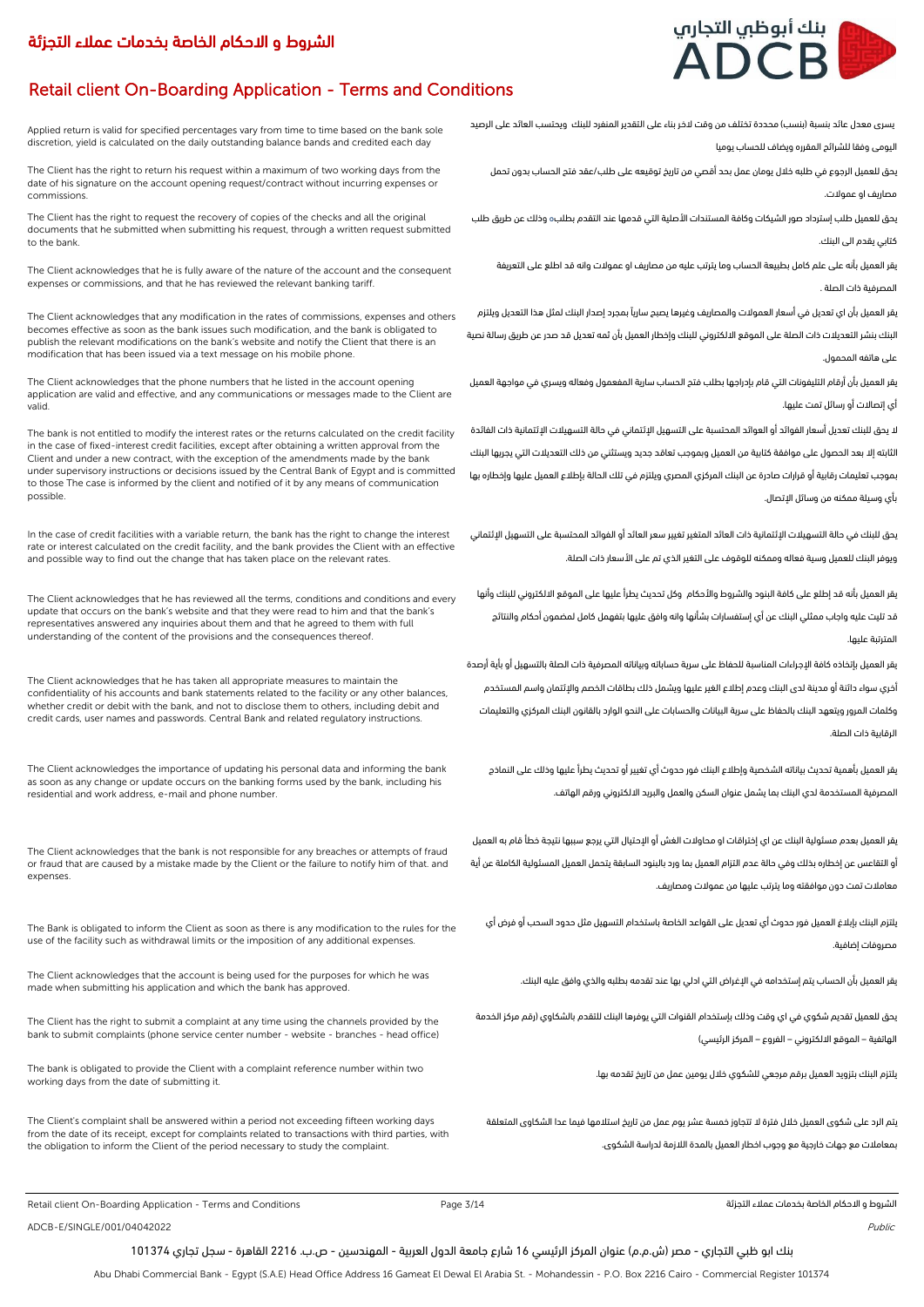# الشروط و الاحكام الخاصة بخدمات عملاء التجزئة

# Retail client On-Boarding Application - Terms and Conditions

Applied return is valid for specified percentages vary from time to time based on the bank sole discretion, yield is calculated on the daily outstanding balance bands and credited each day

يسرى معدل عائد بنسبة (بنسب) محددة تختلف من وقت لاخر بناء على التقدير المنفرد للبنك ويحتسب العائد على الرصيد اليومى وفقا للشرائح المقرره ويضاف للحساب يوميا

The Client has the right to return his request within a maximum of two working days from the date of his signature on the account opening request/contract without incurring expenses or commissions.

يحق للعميل الرجوع في طلبه خلال يومان عمل بحد أقصي من تاريخ توقيعه على طلب/عقد فتح الحساب بدون تحمل مصاريف او عمولات.

The Client has the right to request the recovery of copies of the checks and all the original documents that he submitted when submitting his request, through a written request submitted to the bank.

يحق للعميل طلب إسترداد صور الشيكات وكافة المستندات الأصلية التي قدمها عند التقدم بطلبه وذلك عن طريق طلب كتابي يقدم الى البنك.

The Client acknowledges that he is fully aware of the nature of the account and the consequent expenses or commissions, and that he has reviewed the relevant banking tariff.

يقر العميل بأنه على علم كامل بطبيعة الحساب وما يترتب عليه من مصاريف او عمولات وانه قد اطلع على التعريفة المصرفية ذات الصلة .

The Client acknowledges that any modification in the rates of commissions, expenses and others becomes effective as soon as the bank issues such modification, and the bank is obligated to publish the relevant modifications on the bank's website and notify the Client that there is an modification that has been issued via a text message on his mobile phone.

يقر العميل بأن اي تعديل في أسعار العمولات والمصاريف وغيرها يصبح سارياً بمجرد إصدار البنك لمثل هذا التعديل ويلتزم البنك بنشر التعديلات ذات الصلة على الموقع الالكتروني للبنك وإخطار العميل بأن ثمه تعديل قد صدر عن طريق رسالة نصية على هاتفه المحمول.

The Client acknowledges that the phone numbers that he listed in the account opening application are valid and effective, and any communications or messages made to the Client are valid.

يقر العميل بأن أرقام التليفونات التي قام بإدراجها بطلب فتح الحساب سارية المفعمول وفعاله ويسري في مواجهة العميل أي إتصالات أو رسائل تمت عليها.

The bank is not entitled to modify the interest rates or the returns calculated on the credit facility in the case of fixed-interest credit facilities, except after obtaining a written approval from the Client and under a new contract, with the exception of the amendments made by the bank under supervisory instructions or decisions issued by the Central Bank of Egypt and is committed to those The case is informed by the client and notified of it by any means of communication possible.

لا يحق للبنك تعديل أسعار الفوائد أو العوائد المحتسبة على التسهيل الإئتماني في حالة التسهيلات الإئتمانية ذات الفائدة الثابته إلا بعد الحصول على موافقة كتابية من العميل وبموجب تعاقد جديد ويستثني من ذلك التعديلات التي يجريها البنك بموجب تعليمات رقابية أو قرارات صادرة عن البنك المركزي المصري ويلتزم في تلك الحالة بإطلاع العميل عليها وإخطاره بها بأي وسيلة ممكنه من وسائل الإتصال.

In the case of credit facilities with a variable return, the bank has the right to change the interest rate or interest calculated on the credit facility, and the bank provides the Client with an effective and possible way to find out the change that has taken place on the relevant rates.

يحق للبنك في حالة التسهيلات الإئتمانية ذات العائد المتغير تغيير سعر العائد أو الفوائد المحتسبة على التسهيل الإئتماني ويوفر البنك للعميل وسية فعاله وممكنه للوقوف على التغير الذي تم على الأسعار ذات الصلة.

The Client acknowledges that he has reviewed all the terms, conditions and conditions and every update that occurs on the bank's website and that they were read to him and that the bank's representatives answered any inquiries about them and that he agreed to them with full understanding of the content of the provisions and the consequences thereof.

يقر العميل بأنه قد إطلع على كافة البنود والشروط والأحكام وكل تحديث يطرأ عليها على الموقع الالكتروني للبنك وأنها قد تليت عليه واجاب ممثلي البنك عن أي إستفسارات بشأنها وانه وافق عليها بتفهمل كامل لمضمون أحكام والنتائج المترتبة عليها.

The Client acknowledges that he has taken all appropriate measures to maintain the confidentiality of his accounts and bank statements related to the facility or any other balances, whether credit or debit with the bank, and not to disclose them to others, including debit and credit cards, user names and passwords. Central Bank and related regulatory instructions.

يقر العميل بإتخاذه كافة الإجراءات المناسبة للحفاظ على سرية حساباته وبياناته المصرفية ذات الصلة بالتسهيل أو بأية أرصدة أخري سواء دائنة أو مدينة لدى البنك وعدم إطلاع الغير عليها ويشمل ذلك بطاقات الخصم والإئتمان واسم المستخدم وكلمات المرور ويتعهد البنك بالحفاظ على سرية البيانات والحسابات على النحو الوارد بالقانون البنك المركزي والتعليمات الرقابية ذات الصلة.

The Client acknowledges the importance of updating his personal data and informing the bank as soon as any change or update occurs on the banking forms used by the bank, including his residential and work address, e-mail and phone number.

يقر العميل بأهمية تحديث بياناته الشخصية وإطلاع البنك فور حدوث أي تغيير أو تحديث يطرأ عليها وذلك على النماذج المصرفية المستخدمة لدي البنك بما يشمل عنوان السكن والعمل والبريد الالكتروني ورقم الهاتف.

The Client acknowledges that the bank is not responsible for any breaches or attempts of fraud or fraud that are caused by a mistake made by the Client or the failure to notify him of that. and expenses.

يقر العميل بعدم مسئولية البنك عن اي إختراقات او محاولات الغش أو الإحتيال التي يرجع سببها نتيجة خطأ قام به العميل أو التقاعس عن إخطاره بذلك وفي حالة عدم التزام العميل بما ورد بالبنود السابقة يتحمل العميل المسئولية الكاملة عن أية معاملات تمت دون موافقته وما يترتب عليها من عمولات ومصاريف.

The Bank is obligated to inform the Client as soon as there is any modification to the rules for the use of the facility such as withdrawal limits or the imposition of any additional expenses.

يلتزم البنك بإبلاغ العميل فور حدوث أي تعديل على القواعد الخاصة باستخدام التسهيل مثل حدود السحب أو فرض أي مصروفات إضافية.

The Client acknowledges that the account is being used for the purposes for which he was made when submitting his application and which the bank has approved.

يقر العميل بأن الحساب يتم إستخدامه في الإغراض التي ادلي بها عند تقدمه بطلبه والذي وافق عليه البنك.

The Client has the right to submit a complaint at any time using the channels provided by the bank to submit complaints (phone service center number - website - branches - head office)

يحق للعميل تقديم شكوي في اي وقت وذلك بإستخدام القنوات التي يوفرها البنك للتقدم بالشكاوي (رقم مركز الخدمة الهاتفية – الموقع الالكتروني – الفروع – المركز الرئيسي)

The bank is obligated to provide the Client with a complaint reference number within two working days from the date of submitting it.

يلتزم البنك بتزويد العميل برقم مرجعي للشكوي خلال يومين عمل من تاريخ تقدمه بها.

The Client's complaint shall be answered within a period not exceeding fifteen working days from the date of its receipt, except for complaints related to transactions with third parties, with the obligation to inform the Client of the period necessary to study the complaint.

يتم الرد على شكوى العميل خلال فترة لا تتجاوز خمسة عشر يوم عمل من تاريخ استلامها فيما عدا الشكاوى المتعلقة بمعاملات مع جهات خارجية مع وجوب اخطار العميل بالمدة اللازمة لدراسة الشكوى.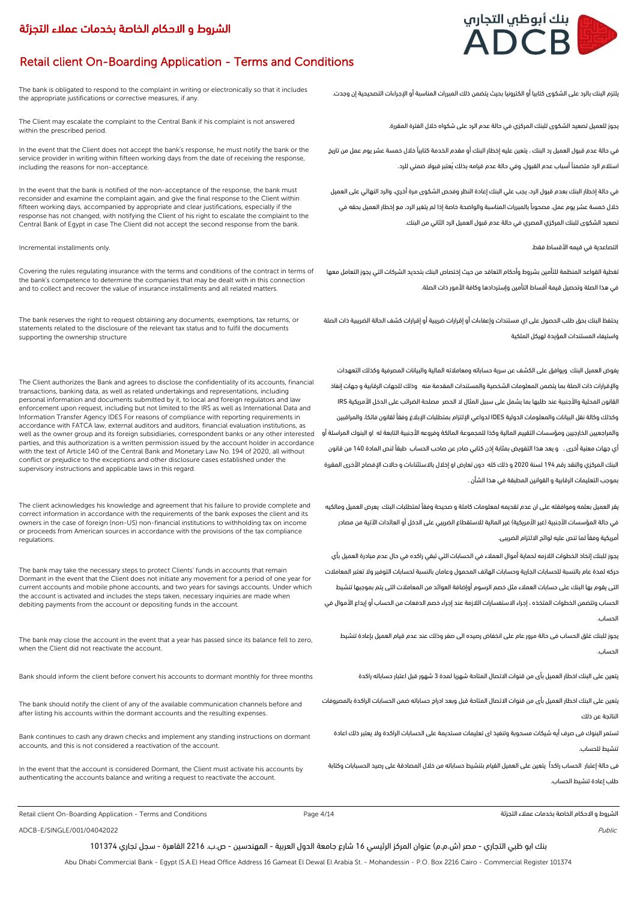# الشروط و الاحكام الخاصة بخدمات عملاء التجزئة

# Retail client On-Boarding Application - Terms and Conditions

The bank is obligated to respond to the complaint in writing or electronically so that it includes the appropriate justifications or corrective measures, if any.

يلتزم البنك بالرد على الشكوى كتابيا أو الكترونيا بحيث يتضمن ذلك المبررات المناسبة أو الإجراءات التصحيحية إن وجدت.

The Client may escalate the complaint to the Central Bank if his complaint is not answered within the prescribed period.

يجوز للعميل تصعيد الشكوى للبنك المركزي في حالة عدم الرد على شكواه خلال الفترة المقررة.

In the event that the Client does not accept the bank's response, he must notify the bank or the service provider in writing within fifteen working days from the date of receiving the response, including the reasons for non-acceptance.

في حالة عدم قبول العميل رد البنك ، يتعين عليه إخطار البنك أو مقدم الخدمة كتابياً خلال خمسة عشر يوم عمل من تاريخ استلام الرد متضمناً أسباب عدم القبول، وفي حالة عدم قيامه بذلك يُعتبر قبولا ضمني للرد.

In the event that the bank is notified of the non-acceptance of the response, the bank must reconsider and examine the complaint again, and give the final response to the Client within fifteen working days, accompanied by appropriate and clear justifications, especially if the response has not changed, with notifying the Client of his right to escalate the complaint to the Central Bank of Egypt in case The Client did not accept the second response from the bank.

في حالة إخطار البنك بعدم قبول الرد، يجب علي البنك إعادة النظر وفحص الشكوى مرة أخري، والرد النهائي على العميل خلال خمسة عشر يوم عمل، مصحوباً بالمبررات المناسبة والواضحة خاصة إذا لم يتغير الرد، مع إخطار العميل بحقه في تصعيد الشكوى للبنك المركزي المصري في حالة عدم قبول العميل الرد الثاني من البنك.

Incremental installments only.

التصاعدية في قيمه الأقساط فقط.

Covering the rules regulating insurance with the terms and conditions of the contract in terms of the bank's competence to determine the companies that may be dealt with in this connection and to collect and recover the value of insurance installments and all related matters.

تغطية القواعد المنظمة للتأمين بشروط وأحكام التعاقد من حيث إختصاص البنك بتحديد الشركات التي يجوز التعامل معها في هذا الصلة وتحصيل قيمة أقساط التأمين وإستردادها وكافة الأمور ذات الصلة.

The bank reserves the right to request obtaining any documents, exemptions, tax returns, or statements related to the disclosure of the relevant tax status and to fulfil the documents supporting the ownership structure

يحتفظ البنك بحق طلب الحصول على اي مستندات وإعفاءات أو إقرارات ضريبية أو إقرارات كشف الحالة الضريبية ذات الصلة واستيفاء المستندات المؤيدة لهيكل الملكية

The Client authorizes the Bank and agrees to disclose the confidentiality of its accounts, financial transactions, banking data, as well as related undertakings and representations, including personal information and documents submitted by it, to local and foreign regulators and law enforcement upon request, including but not limited to the IRS as well as International Data and Information Transfer Agency IDES For reasons of compliance with reporting requirements in accordance with FATCA law, external auditors and auditors, financial evaluation institutions, as well as the owner group and its foreign subsidiaries, correspondent banks or any other interested parties, and this authorization is a written permission issued by the account holder in accordance with the text of Article 140 of the Central Bank and Monetary Law No. 194 of 2020, all without conflict or prejudice to the exceptions and other disclosure cases established under the supervisory instructions and applicable laws in this regard.

يفوض العميل البنك ويوافق على الكشف عن سرية حساباته ومعاملاته المالية والبيانات المصرفية وكذلك التعهدات والإقرارات ذات الصلة بما يتضمن المعلومات الشخصية والمستندات المقدمة منه وذلك للجهات الرقابية و جهات إنفاذ القانون المحلية والأجنبية عند طلبها بما يشمل على سبيل المثال لا الحصر مصلحة الضرائب على الدخل الأمريكية IRS وكذلك وكالة نقل البيانات والمعلومات الدولية IDES لدواعي الإلتزام بمتطلبات الإبلاغ وفقاً لقانون فاتكا، والمراقبين والمراجعين الخارجيين ومؤسسات التقييم المالية وكذا للمجموعة المالكة وفروعه الأجنبية التابعة له او البنوك المراسلة أو أي جهات معنية أخرى ، و يعد هذا التفويض بمثابة إذن كتابي صادر عن صاحب الحساب طبقاً لنص المادة 140 من قانون البنك المركزي والنقد رقم 194 لسنة 2020 و ذلك كله دون تعارض او إخلال بالاستثناءات و حالات الإفصاح الأخرى المقررة بموجب التعليمات الرقابية و القوانين المطبقة في هذا الشأن .

The client acknowledges his knowledge and agreement that his failure to provide complete and correct information in accordance with the requirements of the bank exposes the client and its owners in the case of foreign (non-US) non-financial institutions to withholding tax on income or proceeds from American sources in accordance with the provisions of the tax compliance regulations.

يقر العميل بعلمه وموافقته على ان عدم تقديمه لمعلومات كاملة و صحيحة وفقاً لمتطلبات البنك يعرض العميل ومالكيه في حالة المؤسسات الأجنبية (غير الأمريكية) غير المالية للاستقطاع الضريبي على الدخل أو العائدات الآتية من مصادر أمريكية وفقاً لما تنص عليه لوائح الالتزام الضريبي.

The bank may take the necessary steps to protect Clients' funds in accounts that remain Dormant in the event that the Client does not initiate any movement for a period of one year for current accounts and mobile phone accounts, and two years for savings accounts. Under which the account is activated and includes the steps taken, necessary inquiries are made when debiting payments from the account or depositing funds in the account.

يجوز للبنك إتخاذ الخطوات اللازمه لحماية أموال العملاء في الحسابات التي تبقي راكده في حال عدم مبادرة العميل بأي حركه لمدة عام بالنسبة للحسابات الجارية وحسابات الهاتف المحمول وعامان بالنسبة لحسابات التوفير ولا تعتبر المعاملات التى يقوم بها البنك على حسابات العملاء مثل خصم الرسوم أوإضافة العوائد من المعاملات التي يتم بموجبها تنشيط الحساب وتتضمن الخطوات المتخذه ، إجراء الاستفسارات اللازمة عند إجراء خصم الدفعات من الحساب أو إيداع الأموال في الحساب.

The bank may close the account in the event that a year has passed since its balance fell to zero, when the Client did not reactivate the account.

يجوز للبنك غلق الحساب فى حالة مرور عام على انخفاض رصيده الى صفر وذلك عند عدم قيام العميل بإعادة تنشيط الحساب.

Bank should inform the client before convert his accounts to dormant monthly for three months

يتعين على البنك اخطار العميل بأى من قنوات الاتصال المتاحة شهريا لمدة 3 شهور قبل اعتبار حساباته راكدة

The bank should notify the client of any of the available communication channels before and after listing his accounts within the dormant accounts and the resulting expenses.

يتعين على البنك اخطار العميل بأى من قنوات الاتصال المتاحة قبل وبعد ادراج حساباته ضمن الحسابات الراكدة بالمصروفات الناتجة عن ذلك

Bank continues to cash any drawn checks and implement any standing instructions on dormant accounts, and this is not considered a reactivation of the account.

تستمر البنوك فى صرف أيه شيكات مسحوبة وتنفيذ اى تعليمات مستديمة على الحسابات الراكدة ولا يعتبر ذلك اعادة تنشيط للحساب.

In the event that the account is considered Dormant, the Client must activate his accounts by authenticating the accounts balance and writing a request to reactivate the account.

فى حالة إعتبار الحساب راكداً يتعين على العميل القيام بتنشيط حساباته من خلال المصادقة على رصيد الحسابات وكتابة طلب إعادة تنشيط الحساب.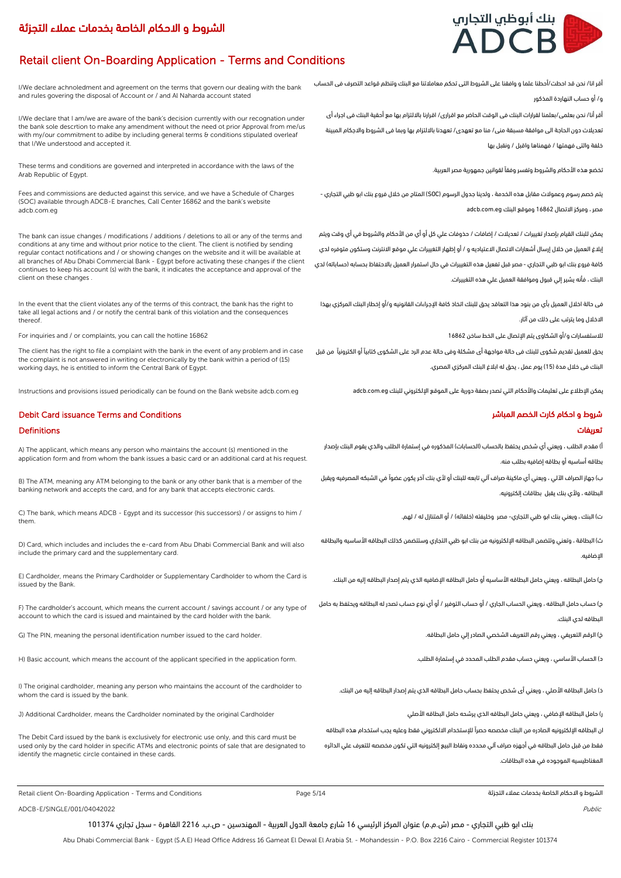# الشروط و الاحكام الخاصة بخدمات عملاء التجزئة

# Retail client On-Boarding Application - Terms and Conditions

I/We declare achnoledment and agreement on the terms that govern our dealing with the bank and rules govering the disposal of Account or / and Al Naharda account stated

أقر انا/ نحن قد احطت/أحطنا علما و وافقنا على الشروط التى تحكم معاملاتنا مع البنك وتنظم قواعد التصرف فى الحساب و/ أو حساب النهاردة المذكور

I/We declare that I am/we are aware of the bank's decision currently with our recognation under the bank sole descrtion to make any amendment without the need ot prior Approval from me/us with my/our commitment to adibe by including general terms & conditions stipulated overleaf that I/We understood and accepted it.

أقر أنا/ نحن بعلمى/بعلمنا لقرارات البنك فى الوقت الحاضر مع اقرارى/ اقرارنا بالالتزام بها مع أحقية البنك فى اجراء أى تعديلات دون الحاجة الى موافقة مسبقة منى/ منا مع تعهدى/ تعهدنا بالالتزام بها وبما فى الشروط والاحكام المبينة خلفة والتى فهمتها / فهمناها واقبل / ونقبل بها

These terms and conditions are governed and interpreted in accordance with the laws of the Arab Republic of Egypt.

تخضع هذه الأحكام والشروط وتفسر وفقاً لقوانين جمهورية مصر العربية.

Fees and commissions are deducted against this service, and we have a Schedule of Charges (SOC) available through ADCB-E branches, Call Center 16862 and the bank's website adcb.com.eg

يتم خصم رسوم وعمولات مقابل هذه الخدمة ، ولدينا جدول الرسوم (SOC) المتاح من خلال فروع بنك ابو ظبي التجاري - مصر ، ومركز الاتصال 16862 وموقع البنك adcb.com.eg

The bank can issue changes / modifications / additions / deletions to all or any of the terms and conditions at any time and without prior notice to the client. The client is notified by sending regular contact notifications and / or showing changes on the website and it will be available at all branches of Abu Dhabi Commercial Bank - Egypt before activating these changes if the client continues to keep his account (s) with the bank, it indicates the acceptance and approval of the client on these changes .

يمكن للبنك القيام بإصدار تغييرات / تعديلات / إضافات / حذوفات علي كل أو أي من الأحكام والشروط في أي وقت ويتم إبلاغ العميل من خلال إرسال أشعارات الاتصال الاعتياديه و / أو إظهار التغييرات علي موقع الانترنت وستكون متوفره لدي كافة فروع بنك ابو ظبي التجاري - مصر قبل تفعيل هذه التغييرات في حال استمرار العميل بالاحتفاظ بحسابه (حساباته) لدي البنك ، فأنه يشير إلي قبول وموافقة العميل علي هذه التغييرات.

In the event that the client violates any of the terms of this contract, the bank has the right to take all legal actions and / or notify the central bank of this violation and the consequences thereof.

فى حالة اخلال العميل بأي من بنود هذا التعاقد يحق للبنك اتخاذ كافة الإجراءات القانونيه و/أو إخطار البنك المركزي بهذا الاخلال وما يترتب على ذلك من آثار.

For inquiries and / or complaints, you can call the hotline 16862

للاستفسارات و/أو الشكاوى يتم الإتصال على الخط ساخن 16862

The client has the right to file a complaint with the bank in the event of any problem and in case the complaint is not answered in writing or electronically by the bank within a period of (15) working days, he is entitled to inform the Central Bank of Egypt.

يحق للعميل تقديم شكوى للبنك فى حالة مواجهة أى مشكلة وفى حالة عدم الرد على الشكوى كتابياً أو الكترونياً من قبل البنك فى خلال مدة (15) يوم عمل ، يحق له ابلاغ البنك المركزي المصري.

Instructions and provisions issued periodically can be found on the Bank website adcb.com.eg

يمكن الإطلاع على تعليمات والأحكام التي تصدر بصفة دورية على الموقع الإلكتروني للبنك adcb.com.eg

## Debit Card issuance Terms and Conditions

## شروط و احكام كارت الخصم المباشر

### Definitions

### تعريفات

A) The applicant, which means any person who maintains the account (s) mentioned in the application form and from whom the bank issues a basic card or an additional card at his request.

أ) مقدم الطلب ، ويعني أي شخص يحتفظ بالحساب (الحسابات) المذكوره في إستمارة الطلب والذي يقوم البنك بإصدار بطاقه أساسيه أو بطاقه إضافيه بطلب منه.

B) The ATM, meaning any ATM belonging to the bank or any other bank that is a member of the banking network and accepts the card, and for any bank that accepts electronic cards.

ب) جهاز الصراف الآلي ، ويعني أي ماكينة صراف آلي تابعه للبنك أو لأي بنك آخر يكون عضواً في الشبكه المصرفيه ويقبل البطاقه ، ولأي بنك يقبل بطاقات إلكترونيه.

C) The bank, which means ADCB - Egypt and its successor (his successors) / or assigns to him / them.

ت) البنك ، ويعني بنك ابو ظبي التجاري- مصر وخليفته (خلفائه) / أو المتنازل له / لهم.

D) Card, which includes and includes the e-card from Abu Dhabi Commercial Bank and will also include the primary card and the supplementary card.

ث) البطاقه ، وتعني وتتضمن البطاقه الإلكترونيه من بنك ابو ظبي التجاري وستتضمن كذلك البطاقه الأساسيه والبطاقه الإضافيه.

E) Cardholder, means the Primary Cardholder or Supplementary Cardholder to whom the Card is issued by the Bank.

ج) حامل البطاقه ، ويعني حامل البطاقه الأساسيه أو حامل البطاقه الإضافيه الذي يتم إصدار البطاقه إليه من البنك.

F) The cardholder's account, which means the current account / savings account / or any type of account to which the card is issued and maintained by the card holder with the bank.

ح) حساب حامل البطاقه ، ويعني الحساب الجاري / أو حساب التوفير / أو أي نوع حساب تصدر له البطاقه ويحتفظ به حامل البطاقه لدي البنك.

G) The PIN, meaning the personal identification number issued to the card holder.

خ) الرقم التعريفي ، ويعني رقم التعريف الشخصي الصادر إلي حامل البطاقه.

H) Basic account, which means the account of the applicant specified in the application form.

د) الحساب الأساسي ، ويعني حساب مقدم الطلب المحدد في إستمارة الطلب.

I) The original cardholder, meaning any person who maintains the account of the cardholder to whom the card is issued by the bank.

ذ) حامل البطاقه الأصلي ، ويعني أى شخص يحتفظ بحساب حامل البطاقه الذي يتم إصدار البطاقه إليه من البنك.

J) Additional Cardholder, means the Cardholder nominated by the original Cardholder

ر) حامل البطاقه الإضافي ، ويعني حامل البطاقه الذي يرشحه حامل البطاقه الأصلي

The Debit Card issued by the bank is exclusively for electronic use only, and this card must be used only by the card holder in specific ATMs and electronic points of sale that are designated to identify the magnetic circle contained in these cards.

ان البطاقه الإلكترونيه الصادره من البنك مخصصه حصراً للإستخدام الالكتروني فقط وعليه يجب استخدام هذه البطاقه فقط من قبل حامل البطاقه في أجهزه صراف آلي محدده ونقاط البيع إلكترونيه التي تكون مخصصه للتعرف علي الدائره المغناطيسيه الموجوده في هذه البطاقات.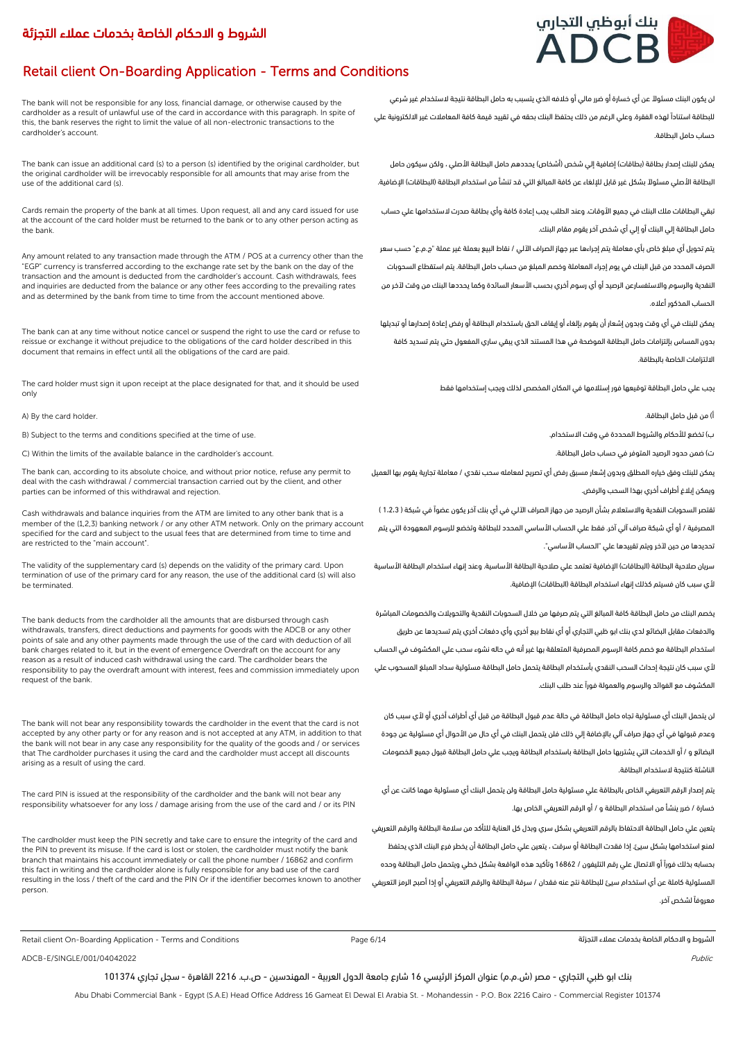# الشروط و الاحكام الخاصة بخدمات عملاء التجزئة

# Retail client On-Boarding Application - Terms and Conditions

The bank will not be responsible for any loss, financial damage, or otherwise caused by the cardholder as a result of unlawful use of the card in accordance with this paragraph. In spite of this, the bank reserves the right to limit the value of all non-electronic transactions to the cardholder's account.

لن يكون البنك مسئولاً عن أي خسارة أو ضرر مالي أو خلافه الذي يتسبب به حامل البطاقة نتيجة لاستخدام غير شرعي للبطاقة استناداً لهذه الفقرة. وعلي الرغم من ذلك يحتفظ البنك بحقه في تقييد قيمة كافة المعاملات غير الالكترونية علي حساب حامل البطاقة.

The bank can issue an additional card (s) to a person (s) identified by the original cardholder, but the original cardholder will be irrevocably responsible for all amounts that may arise from the use of the additional card (s).

يمكن للبنك إصدار بطاقة (بطاقات) إضافية إلي شخص (أشخاص) يحددهم حامل البطاقة الأصلي ، ولكن سيكون حامل البطاقة الأصلي مسئولاً بشكل غير قابل للإلغاء عن كافة المبالغ التي قد تنشأ من استخدام البطاقة (البطاقات) الإضافية.

Cards remain the property of the bank at all times. Upon request, all and any card issued for use at the account of the card holder must be returned to the bank or to any other person acting as the bank.

تبقي البطاقات ملك البنك في جميع الأوقات. وعند الطلب يجب إعادة كافة وأي بطاقة صدرت لاستخدامها علي حساب حامل البطاقة إلي البنك أو إلي أي شخص آخر يقوم مقام البنك.

Any amount related to any transaction made through the ATM / POS at a currency other than the "EGP" currency is transferred according to the exchange rate set by the bank on the day of the transaction and the amount is deducted from the cardholder's account. Cash withdrawals, fees and inquiries are deducted from the balance or any other fees according to the prevailing rates and as determined by the bank from time to time from the account mentioned above.

يتم تحويل أي مبلغ خاص بأي معاملة يتم إجراءها عبر جهاز الصراف الآلي / نقاط البيع بعملة غير عملة "ج.م.ع" حسب سعر الصرف المحدد من قبل البنك في يوم إجراء المعاملة وخصم المبلغ من حساب حامل البطاقة. يتم استقطاع السحوبات النقدية والرسوم والاستفسارعن الرصيد أو أي رسوم أخري بحسب الأسعار السائدة وكما يحددها البنك من وقت لآخر من الحساب المذكور أعلاه.

The bank can at any time without notice cancel or suspend the right to use the card or refuse to reissue or exchange it without prejudice to the obligations of the card holder described in this document that remains in effect until all the obligations of the card are paid.

يمكن للبنك في أي وقت وبدون إشعار أن يقوم بإلغاء أو إيقاف الحق باستخدام البطاقة أو رفض إعادة إصدارها أو تبديلها بدون المساس بإلتزامات حامل البطاقة الموضحة في هذا المستند الذي يبقي ساري المفعول حتي يتم تسديد كافة الالتزامات الخاصة بالبطاقة.

The card holder must sign it upon receipt at the place designated for that, and it should be used only

يجب علي حامل البطاقة توقيعها فور إستلامها في المكان المخصص لذلك ويجب إستخدامها فقط

A) By the card holder.

أ) من قبل حامل البطاقة.

B) Subject to the terms and conditions specified at the time of use.

ب) تخضع للأحكام والشروط المحددة في وقت الاستخدام.

C) Within the limits of the available balance in the cardholder's account.

ت) ضمن حدود الرصيد المتوفر في حساب حامل البطاقة.

The bank can, according to its absolute choice, and without prior notice, refuse any permit to deal with the cash withdrawal / commercial transaction carried out by the client, and other parties can be informed of this withdrawal and rejection.

يمكن للبنك وفق خياره المطلق وبدون إشعار مسبق رفض أي تصريح لمعامله سحب نقدي / معاملة تجارية يقوم بها العميل ويمكن إبلاغ أطراف أخري بهذا السحب والرفض.

Cash withdrawals and balance inquiries from the ATM are limited to any other bank that is a member of the (1,2,3) banking network / or any other ATM network. Only on the primary account specified for the card and subject to the usual fees that are determined from time to time and are restricted to the "main account".

تقتصر السحوبات النقدية والاستعلام بشأن الرصيد من جهاز الصراف الآلي في أي بنك آخر يكون عضواً في شبكة ( 1,2,3 ) المصرفية / أو أي شبكة صراف آلي آخر. فقط علي الحساب الأساسي المحدد للبطاقة وتخضع للرسوم المعهودة التي يتم تحديدها من حين لآخر ويتم تقييدها علي "الحساب الأساسي".

The validity of the supplementary card (s) depends on the validity of the primary card. Upon termination of use of the primary card for any reason, the use of the additional card (s) will also be terminated.

سريان صلاحية البطاقة (البطاقات) الإضافية تعتمد علي صلاحية البطاقة الأساسية. وعند إنهاء استخدام البطاقة الأساسية لأي سبب كان فسيتم كذلك إنهاء استخدام البطاقة (البطاقات) الإضافية.

The bank deducts from the cardholder all the amounts that are disbursed through cash withdrawals, transfers, direct deductions and payments for goods with the ADCB or any other points of sale and any other payments made through the use of the card with deduction of all bank charges related to it, but in the event of emergence Overdraft on the account for any reason as a result of induced cash withdrawal using the card. The cardholder bears the responsibility to pay the overdraft amount with interest, fees and commission immediately upon request of the bank.

يخصم البنك من حامل البطاقة كافة المبالغ التي يتم صرفها من خلال السحوبات النقدية والتحويلات والخصومات المباشرة والدفعات مقابل البضائع لدي بنك ابو ظبي التجاري أو أي نقاط بيع أخري وأي دفعات أخري يتم تسديدها عن طريق استخدام البطاقة مع خصم كافة الرسوم المصرفية المتعلقة بها غير أنه في حاله نشوء سحب علي المكشوف في الحساب لأي سبب كان نتيجة إحداث السحب النقدي بأستخدام البطاقة يتحمل حامل البطاقة مسئولية سداد المبلغ المسحوب علي المكشوف مع الفوائد والرسوم والعمولة فوراً عند طلب البنك.

The bank will not bear any responsibility towards the cardholder in the event that the card is not accepted by any other party or for any reason and is not accepted at any ATM, in addition to that the bank will not bear in any case any responsibility for the quality of the goods and / or services that The cardholder purchases it using the card and the cardholder must accept all discounts arising as a result of using the card.

لن يتحمل البنك أي مسئولية تجاه حامل البطاقة في حالة عدم قبول البطاقة من قبل أي أطراف أخري أو لأي سبب كان وعدم قبولها في أي جهاز صراف آلي بالإضافة إلي ذلك فلن يتحمل البنك في أي حال من الأحوال أي مسئولية عن جودة البضائع و / أو الخدمات التي يشتريها حامل البطاقة باستخدام البطاقة ويجب علي حامل البطاقة قبول جميع الخصومات الناشئة كنتيجة لاستخدام البطاقة.

The card PIN is issued at the responsibility of the cardholder and the bank will not bear any responsibility whatsoever for any loss / damage arising from the use of the card and / or its PIN

يتم إصدار الرقم التعريفي الخاص بالبطاقة علي مسئولية حامل البطاقة ولن يتحمل البنك أي مسئولية مهما كانت عن أي خسارة / ضرر ينشأ من استخدام البطاقة و / أو الرقم التعريفي الخاص بها.

The cardholder must keep the PIN secretly and take care to ensure the integrity of the card and the PIN to prevent its misuse. If the card is lost or stolen, the cardholder must notify the bank branch that maintains his account immediately or call the phone number / 16862 and confirm this fact in writing and the cardholder alone is fully responsible for any bad use of the card resulting in the loss / theft of the card and the PIN Or if the identifier becomes known to another person.

يتعين علي حامل البطاقة الاحتفاظ بالرقم التعريفي بشكل سري وبذل كل العناية للتأكد من سلامة البطاقة والرقم التعريفي لمنع استخدامها بشكل سيئ. إذا فقدت البطاقة أو سرقت ، يتعين علي حامل البطاقة أن يخطر فرع البنك الذي يحتفظ بحسابه بذلك فوراً أو الاتصال علي رقم التليفون / 16862 وتأكيد هذه الواقعة بشكل خطي ويتحمل حامل البطاقة وحده المسئولية كاملة عن أي استخدام سيئ للبطاقة نتج عنه فقدان / سرقة البطاقة والرقم التعريفي أو إذا أصبح الرمز التعريفي معروفاً لشخص آخر.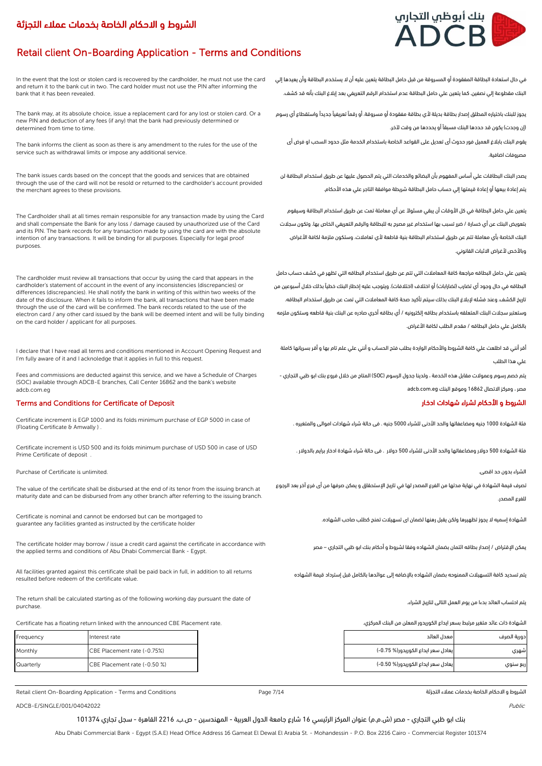In the event that the lost or stolen card is recovered by the cardholder, he must not use the card and return it to the bank cut in two. The card holder must not use the PIN after informing the bank that it has been revealed.

في حال استعادة البطاقة المفقودة أو المسروقة من قبل حامل البطاقة يتعين عليه أن لا يستخدم البطاقة وأن يعيدها إلي البنك مقطوعة إلي نصفين. كما يتعين علي حامل البطاقة عدم استخدام الرقم التعريفي بعد إبلاغ البنك بأنه قد كشف.

The bank may, at its absolute choice, issue a replacement card for any lost or stolen card. Or a new PIN and deduction of any fees (if any) that the bank had previously determined or determined from time to time.

يجوز للبنك باختياره المطلق إصدار بطاقة بديلة لأي بطاقة مفقودة أو مسروقة. أو رقماً تعريفياً جديداً واستقطاع أي رسوم (إن وجدت) يكون قد حددها البنك مسبقاً أو يحددها من وقت لآخر.

The bank informs the client as soon as there is any amendment to the rules for the use of the service such as withdrawal limits or impose any additional service.

يقوم البنك بابلاغ العميل فور حدوث أى تعديل على القواعد الخاصة باستخدام الخدمة مثل حدود السحب او فرض أى مصروفات اضافية.

The bank issues cards based on the concept that the goods and services that are obtained through the use of the card will not be resold or returned to the cardholder's account provided the merchant agrees to these provisions.

يصدر البنك البطاقات علي أساس المفهوم بأن البضائع والخدمات التي يتم الحصول عليها عن طريق استخدام البطاقة لن يتم إعادة بيعها أو إعادة قيمتها إلي حساب حامل البطاقة شريطة موافقة التاجر علي هذه الأحكام.

The Cardholder shall at all times remain responsible for any transaction made by using the Card and shall compensate the Bank for any loss / damage caused by unauthorized use of the Card and its PIN. The bank records for any transaction made by using the card are with the absolute intention of any transactions. It will be binding for all purposes. Especially for legal proof purposes.

يتعين علي حامل البطاقة في كل الأوقات أن يبقي مسئولا عن أي معاملة تمت عن طريق استخدام البطاقة وسيقوم بتعويض البنك عن أي خسارة / ضرر تسبب بها استخدام غير مصرح به للبطاقة والرقم التعريفي الخاص بها. وتكون سجلات البنك الخاصة بأي معاملة تتم عن طريق استخدام البطاقة بنية قاطعة لأي تعاملات، وستكون ملزمة لكافة الأغراض. وبالأخص لأغراض الاثبات القانوني.

The cardholder must review all transactions that occur by using the card that appears in the cardholder's statement of account in the event of any inconsistencies (discrepancies) or differences (discrepancies). He shall notify the bank in writing of this within two weeks of the date of the disclosure. When it fails to inform the bank, all transactions that have been made through the use of the card will be confirmed. The bank records related to the use of the electron card / any other card issued by the bank will be deemed intent and will be fully binding on the card holder / applicant for all purposes.

يتعين علي حامل البطاقه مراجعة كافة المعاملات التي تتم عن طريق استخدام البطاقه التي تظهر في كشف حساب حامل البطاقه في حال وجود أي تضارب (تضاربات) أو اختلاف (اختلافات)، ويتوجب عليه إخطار البنك خطياً بذلك خلال أسبوعين من تاريخ الكشف. وعند فشله لإبلاغ البنك بذلك سيتم تأكيد صحة كافة المعاملات التي تمت عن طريق استخدام البطاقه. وستعتبر سجلات البنك المتعلقه باستخدام بطاقه إلكترونيه / أي بطاقه أخري صادره عن البنك بنية قاطعه وستكون ملزمه بالكامل علي حامل البطاقه / مقدم الطلب لكافة الأغراض.

I declare that I have read all terms and conditions mentioned in Account Opening Request and I'm fully aware of it and I acknoledge that it applies in full to this request.

أقر أنني قد اطلعت علي كافة الشروط والأحكام الواردة بطلب فتح الحساب و أنني علي علم تام بها و أقر بسريانها كاملة علي هذا الطلب

Fees and commissions are deducted against this service, and we have a Schedule of Charges (SOC) available through ADCB-E branches, Call Center 16862 and the bank's website adcb.com.eg

يتم خصم رسوم وعمولات مقابل هذه الخدمة ، ولدينا جدول الرسوم (SOC) المتاح من خلال فروع بنك ابو ظبي التجاري - مصر ، ومركز الاتصال 16862 وموقع البنك adcb.com.eg

## Terms and Conditions for Certificate of Deposit

## الشروط و الأحكام لشراء شهادات ادخار

Certificate increment is EGP 1000 and its folds minimum purchase of EGP 5000 in case of (Floating Certificate & Amwally ) .

فئة الشهادة 1000 جنيه ومضاعفاتها والحد الأدنى للشراء 5000 جنيه . فى حالة شراء شهادات اموالى والمتغيره .

Certificate increment is USD 500 and its folds minimum purchase of USD 500 in case of USD Prime Certificate of deposit .

فئة الشهادة 500 دولار ومضاعفاتها والحد الأدنى للشراء 500 دولار . فى حالة شراء شهادة ادخار برايم بالدولار .

Purchase of Certificate is unlimited.

الشراء بدون حد اقصى.

The value of the certificate shall be disbursed at the end of its tenor from the issuing branch at maturity date and can be disbursed from any other branch after referring to the issuing branch.

تصرف قيمة الشهادة في نهاية مدتها من الفرع المصدر لها في تاريخ الإستحقاق و يمكن صرفها من أى فرع آخر بعد الرجوع للفرع المصدر.

Certificate is nominal and cannot be endorsed but can be mortgaged to guarantee any facilities granted as instructed by the certificate holder

الشهادة إسميه لا يجوز تظهيرها ولكن يقبل رهنها لضمان اى تسهيلات تمنح كطلب صاحب الشهاده.

The certificate holder may borrow / issue a credit card against the certificate in accordance with the applied terms and conditions of Abu Dhabi Commercial Bank - Egypt.

يمكن الإقتراض / إصدار بطاقه ائتمان بضمان الشهاده وفقا لشروط و أحكام بنك ابو ظبي التجاري – مصر

All facilities granted against this certificate shall be paid back in full, in addition to all returns resulted before redeem of the certificate value.

يتم تسديد كافة التسهيلات الممنوحه بضمان الشهاده بالإضافه إلى عوائدها بالكامل قبل إسترداد قيمة الشهاده

The return shall be calculated starting as of the following working day pursuant the date of purchase.

يتم احتساب العائد بدءا من يوم العمل التالى لتاريخ الشراء.

Certificate has a floating return linked with the announced CBE Placement rate.

الشهادة ذات عائد متغير مرتبط بسعر ايداع الكوريدور المعلن من البنك المركزي.

| Frequency | Interest rate |
|---|---|
| Monthly | CBE Placement rate (-0.75%) |
| Quarterly | CBE Placement rate (-0.50 %) |

| دورية الصرف | معدل العائد |
|---|---|
| شهري | يعادل سعر ايداع الكوريدور(% 0.75-) |
| ربع سنوي | يعادل سعر ايداع الكوريدور(% 0.50-) |

ADCB-E/SINGLE/001/04042022

بنك ابو ظبي التجاري - مصر (ش.م.م) عنوان المركز الرئيسي 16 شارع جامعة الدول العربية - المهندسين - ص.ب. 2216 القاهرة - سجل تجاري 101374

Abu Dhabi Commercial Bank - Egypt (S.A.E) Head Office Address 16 Gameat El Dewal El Arabia St. - Mohandessin - P.O. Box 2216 Cairo - Commercial Register 101374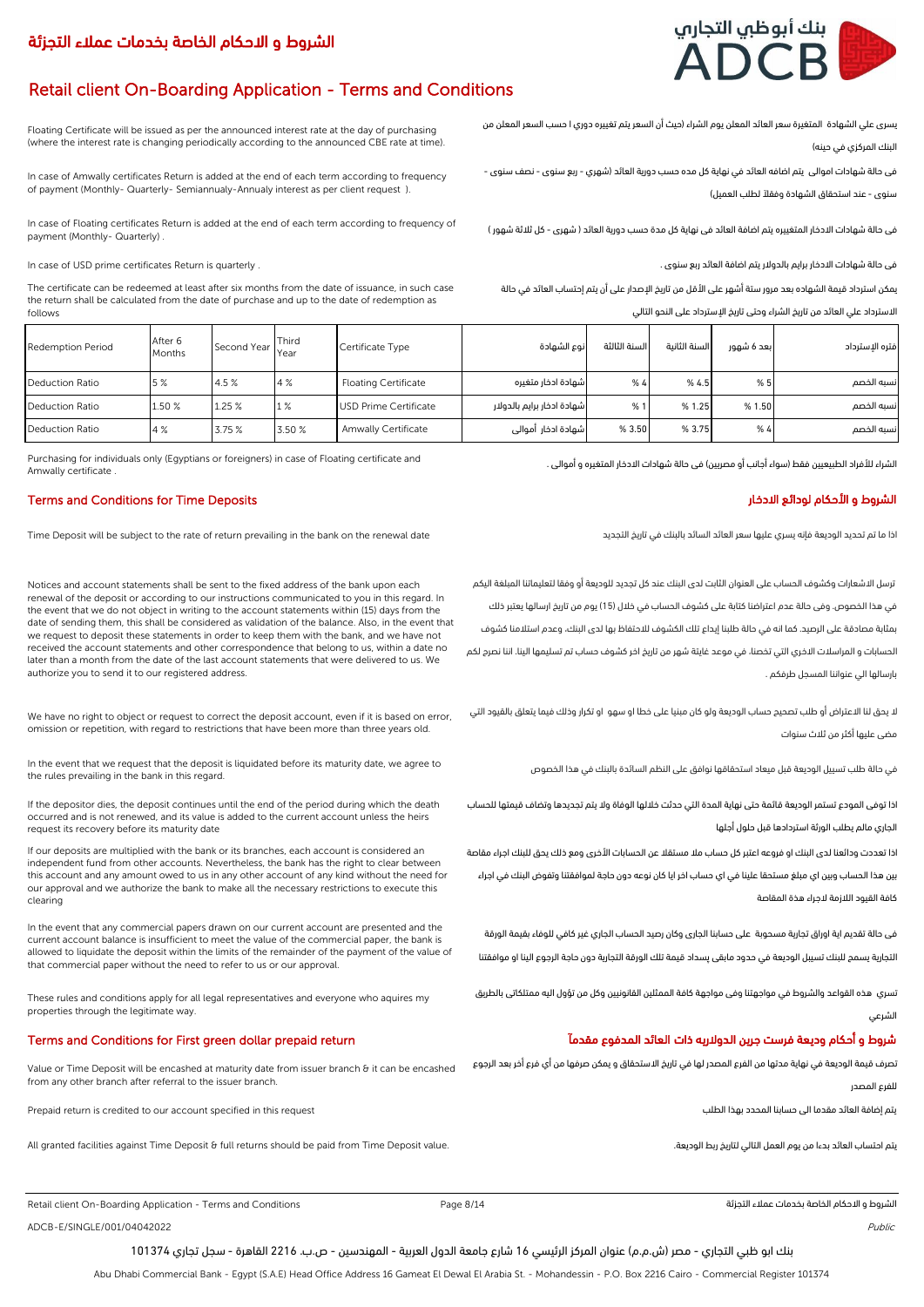# الشروط و الاحكام الخاصة بخدمات عملاء التجزئة

# Retail client On-Boarding Application - Terms and Conditions

Floating Certificate will be issued as per the announced interest rate at the day of purchasing (where the interest rate is changing periodically according to the announced CBE rate at time).

يسرى علي الشهادة المتغيرة سعر العائد المعلن يوم الشراء (حيث أن السعر يتم تغييره دوري ا حسب السعر المعلن من البنك المركزي في حينه)

In case of Amwally certificates Return is added at the end of each term according to frequency of payment (Monthly- Quarterly- Semiannualy-Annualy interest as per client request ).

فى حالة شهادات اموالى يتم اضافه العائد في نهاية كل مده حسب دورية العائد (شهري - ربع سنوى - نصف سنوى - سنوى - عند استحقاق الشهادة وفقاً لطلب العميل)

In case of Floating certificates Return is added at the end of each term according to frequency of payment (Monthly- Quarterly) .

فى حالة شهادات الادخار المتغييره يتم اضافة العائد فى نهاية كل مدة حسب دورية العائد ( شهرى - كل ثلاثة شهور )

In case of USD prime certificates Return is quarterly .

فى حالة شهادات الادخار برايم بالدولار يتم اضافة العائد ربع سنوى .

The certificate can be redeemed at least after six months from the date of issuance, in such case the return shall be calculated from the date of purchase and up to the date of redemption as follows

يمكن استرداد قيمة الشهاده بعد مرور ستة أشهر على الأقل من تاريخ الإصدار على أن يتم إحتساب العائد في حالة الاسترداد علي العائد من تاريخ الشراء وحتى تاريخ الإسترداد على النحو التالي

| Redemption Period | After 6 Months | Second Year | Third Year | Certificate Type | نوع الشهادة | السنة الثالثة | السنة الثانية | بعد 6 شهور | فتره الإسترداد |
|---|---|---|---|---|---|---|---|---|---|
| Deduction Ratio | 5 % | 4.5 % | 4 % | Floating Certificate | شهادة ادخار متغيره | % 4 | % 4.5 | % 5 | نسبه الخصم |
| Deduction Ratio | 1.50 % | 1.25 % | 1 % | USD Prime Certificate | شهادة ادخار برايم بالدولار | % 1 | % 1.25 | % 1.50 | نسبه الخصم |
| Deduction Ratio | 4 % | 3.75 % | 3.50 % | Amwally Certificate | شهادة ادخار أموالى | % 3.50 | % 3.75 | % 4 | نسبه الخصم |

Purchasing for individuals only (Egyptians or foreigners) in case of Floating certificate and Amwally certificate .

الشراء للأفراد الطبيعيين فقط (سواء أجانب أو مصريين) فى حالة شهادات الادخار المتغيره و أموالى .

## Terms and Conditions for Time Deposits

## الشروط و الأحكام لودائع الادخار

Time Deposit will be subject to the rate of return prevailing in the bank on the renewal date

اذا ما تم تجديد الوديعة فإنه يسري عليها سعر العائد السائد بالبنك في تاريخ التجديد

Notices and account statements shall be sent to the fixed address of the bank upon each renewal of the deposit or according to our instructions communicated to you in this regard. In the event that we do not object in writing to the account statements within (15) days from the date of sending them, this shall be considered as validation of the balance. Also, in the event that we request to deposit these statements in order to keep them with the bank, and we have not received the account statements and other correspondence that belong to us, within a date no later than a month from the date of the last account statements that were delivered to us. We authorize you to send it to our registered address.

ترسل الاشعارات وكشوف الحساب على العنوان الثابت لدى البنك عند كل تجديد للوديعة أو وفقا لتعليماتنا المبلغة اليكم في هذا الخصوص. وفى حالة عدم اعتراضنا كتابة على كشوف الحساب في خلال (15) يوم من تاريخ ارسالها يعتبر ذلك بمثابة مصادقة على الرصيد. كما انه في حالة طلبنا إيداع تلك الكشوف للاحتفاظ بها لدى البنك، وعدم استلامنا كشوف الحسابات و المراسلات الاخرى التي تخصنا، في موعد غايتة شهر من تاريخ اخر كشوف حساب تم تسليمها الينا. اننا نصرح لكم بارسالها الي عنواننا المسجل طرفكم .

We have no right to object or request to correct the deposit account, even if it is based on error, omission or repetition, with regard to restrictions that have been more than three years old.

لا يحق لنا الاعتراض أو طلب تصحيح حساب الوديعة ولو كان مبنيا على خطا او سهو او تكرار وذلك فيما يتعلق بالقيود التي مضى عليها أكثر من ثلاث سنوات

In the event that we request that the deposit is liquidated before its maturity date, we agree to the rules prevailing in the bank in this regard.

في حالة طلب تسييل الوديعة قبل ميعاد استحقاقها نوافق على النظم السائدة بالبنك في هذا الخصوص

If the depositor dies, the deposit continues until the end of the period during which the death occurred and is not renewed, and its value is added to the current account unless the heirs request its recovery before its maturity date

اذا توفى المودع تستمر الوديعة قائمة حتى نهاية المدة التي حدثت خلالها الوفاة ولا يتم تجديدها وتضاف قيمتها للحساب الجاري مالم يطلب الورثة استردادها قبل حلول أجلها

If our deposits are multiplied with the bank or its branches, each account is considered an independent fund from other accounts. Nevertheless, the bank has the right to clear between this account and any amount owed to us in any other account of any kind without the need for our approval and we authorize the bank to make all the necessary restrictions to execute this clearing

اذا تعددت ودائعنا لدى البنك او فروعه اعتبر كل حساب ملا مستقلا عن الحسابات الأخرى ومع ذلك يحق للبنك اجراء مقاصة بين هذا الحساب وبين اي مبلغ مستحقا علينا في اي حساب اخر ايا كان نوعه دون حاجة لموافقتنا وتفوض البنك في اجراء كافة القيود اللازمة لاجراء هذة المقاصة

In the event that any commercial papers drawn on our current account are presented and the current account balance is insufficient to meet the value of the commercial paper, the bank is allowed to liquidate the deposit within the limits of the remainder of the payment of the value of that commercial paper without the need to refer to us or our approval.

فى حالة تقديم اية اوراق تجارية مسحوبة على حسابنا الجارى وكان رصيد الحساب الجاري غير كافي للوفاء بقيمة الورقة التجارية يسمح للبنك تسييل الوديعة في حدود مابقى بسداد قيمة تلك الورقة التجارية دون حاجة الرجوع الينا او موافقتنا

These rules and conditions apply for all legal representatives and everyone who aquires my properties through the legitimate way.

تسري هذه القواعد والشروط في مواجهتنا وفى مواجهة كافة الممثلين القانونيين وكل من تؤول اليه ممتلكاتى بالطريق الشرعي

## Terms and Conditions for First green dollar prepaid return

## شروط و أحكام وديعة فرست جرين الدولاريه ذات العائد المدفوع مقدماً

Value or Time Deposit will be encashed at maturity date from issuer branch & it can be encashed from any other branch after referral to the issuer branch.

تصرف قيمة الوديعة في نهاية مدتها من الفرع المصدر لها في تاريخ الاستحقاق و يمكن صرفها من أي فرع أخر بعد الرجوع للفرع المصدر

Prepaid return is credited to our account specified in this request

يتم إضافة العائد مقدما الى حسابنا المحدد بهذا الطلب

All granted facilities against Time Deposit & full returns should be paid from Time Deposit value.

يتم احتساب العائد بدءا من يوم العمل التالي لتاريخ ربط الوديعة.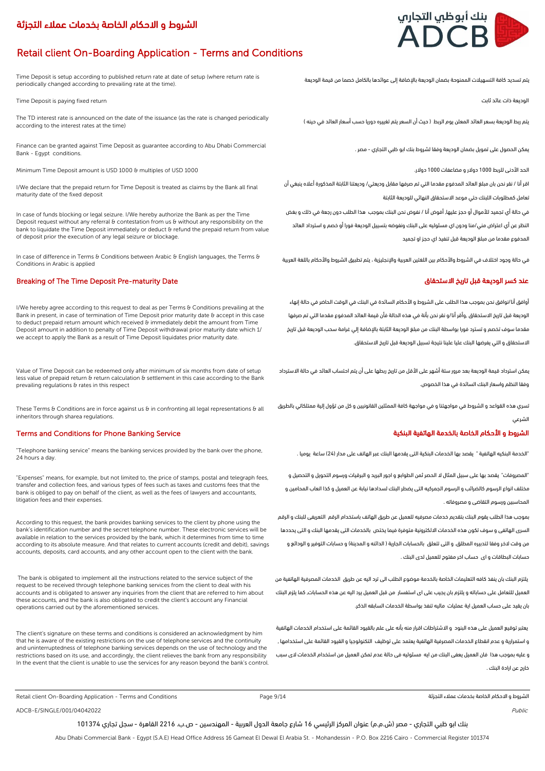# الشروط و الاحكام الخاصة بخدمات عملاء التجزئة

# Retail client On-Boarding Application - Terms and Conditions

Time Deposit is setup according to published return rate at date of setup (where return rate is periodically changed according to prevailing rate at the time).

يتم تسديد كافة التسهيلات الممنوحة بضمان الوديعة بالإضافة إلى عوائدها بالكامل خصما من قيمة الوديعة

Time Deposit is paying fixed return

الوديعة ذات عائد ثابت

The TD interest rate is announced on the date of the issuance (as the rate is changed periodically according to the interest rates at the time)

يتم ربط الوديعة بسعر العائد المعلن يوم الربط ( حيث أن السعر يتم تغييره دوريا حسب أسعار العائد في حينه )

Finance can be granted against Time Deposit as guarantee according to Abu Dhabi Commercial Bank - Egypt conditions.

يمكن الحصول على تمويل بضمان الوديعة وفقا لشروط بنك ابو ظبي التجاري - مصر .

Minimum Time Deposit amount is USD 1000 & multiples of USD 1000

الحد الأدنى للربط 1000 دولار و مضاعفات 1000 دولار.

I/We declare that the prepaid return for Time Deposit is treated as claims by the Bank all final maturity date of the fixed deposit

اقر أنا / نقر نحن بان مبلغ العائد المدفوع مقدما التي تم صرفها مقابل وديعتي/ وديعتنا الثابتة المذكورة أعلاه ينبغي أن تعامل كمطلوبات اللبنك حتي موعد الاستحقاق النهائي للوديعة الثابتة

In case of funds blocking or legal seizure. I/We hereby authorize the Bank as per the Time Deposit request without any referral & contestation from us & without any responsibility on the bank to liquidate the Time Deposit immediately or deduct & refund the prepaid return from value of deposit prior the execution of any legal seizure or blockage.

في حالة أي تجميد للأموال أو حجز عليها، أفوض أنا / نفوض نحن البنك بموجب هذا الطلب دون رجعة في ذلك و بغض النظر عن أي اعتراض مني/منا ودون اي مسئوليه على البنك ونفوضه بتسييل الوديعة فورا أو خصم و استرداد العائد المدفوع مقدما من مبلغ الوديعة قبل تنفيذ اي حجز او تجميد

In case of difference in Terms & Conditions between Arabic & English languages, the Terms & Conditions in Arabic is applied

في حالة وجود اختلاف في الشروط والأحكام بين اللغتين العربية والإنجليزية ، يتم تطبيق الشروط والأحكام باللغة العربية

## Breaking of The Time Deposit Pre-maturity Date

## عند كسر الوديعة قبل تاريخ الاستحقاق

I/We hereby agree according to this request to deal as per Terms & Conditions prevailing at the Bank in present, in case of termination of Time Deposit prior maturity date & accept in this case to deduct prepaid return amount which received & immediately debit the amount from Time Deposit amount in addition to penalty of Time Deposit withdrawal prior maturity date which 1/ we accept to apply the Bank as a result of Time Deposit liquidates prior maturity date.

أوافق أنا/نوافق نحن بموجب هذا الطلب على الشروط و الأحكام السائدة في البنك في الوقت الحاضر في حالة إنهاء الوديعة قبل تاريخ الاستحقاق ,وأقر أنا/و نقر نحن بأنة في هذه الحالة فأن قيمة العائد المدفوع مقدما التي تم صرفها مقدما سوف تخصم و تسترد فورا بواسطة البنك من مبلغ الوديعة الثابتة بالإضافة إلي غرامة سحب الوديعة قبل تاريخ الاستحقاق و التي يفرضها البنك عليا علينا نتيجة تسييل الوديعة قبل تاريخ الاستحقاق.

Value of Time Deposit can be redeemed only after minimum of six months from date of setup less value of prepaid return & return calculation & settlement in this case according to the Bank prevailing regulations & rates in this respect

يمكن استرداد قيمة الوديعة بعد مرور ستة أشهر على الأقل من تاريخ ربطها على أن يتم احتساب العائد في حالة الاسترداد وفقا النظم واسعار البنك السائدة في هذا الخصوص.

These Terms & Conditions are in force against us & in confronting all legal representations & all inheritors through sharea regulations.

تسري هذه القواعد و الشروط في مواجهتنا و في مواجهة كافة الممثلين القانونيين و كل من تؤول إلية ممتلكاتي بالطريق الشرعي

## Terms and Conditions for Phone Banking Service

## الشروط و الأحكام الخاصة بالخدمة الهاتفية البنكية

"Telephone banking service" means the banking services provided by the bank over the phone, 24 hours a day.

"الخدمة البنكيه الهاتفية " يقصد بها الخدمات البنكية التى يقدمها البنك عبر الهاتف على مدار (24) ساعة يوميا .

"Expenses" means, for example, but not limited to, the price of stamps, postal and telegraph fees, transfer and collection fees, and various types of fees such as taxes and customs fees that the bank is obliged to pay on behalf of the client, as well as the fees of lawyers and accountants, litigation fees and their expenses.

"المصروفات" يقصد بها على سبيل المثال لا الحصر ثمن الطوابع و اجور البريد و البرقيات ورسوم التحويل و التحصيل و مختلف انواع الرسوم كالضرائب و الرسوم الجمركيه التى يضطر البنك لسدادها نيابة عن العميل و كذا اتعاب المحامين و المحاسبين ورسوم التقاضى و مصروفاته .

According to this request, the bank provides banking services to the client by phone using the bank's identification number and the secret telephone number. These electronic services will be available in relation to the services provided by the bank, which it determines from time to time according to its absolute measure. And that relates to current accounts (credit and debit), savings accounts, deposits, card accounts, and any other account open to the client with the bank.

بموجب هذا الطلب يقوم البنك بتقديم خدمات مصرفيه للعميل عن طريق الهاتف باستخدام الرقم التعريفى للبنك و الرقم السرى الهاتفى و سوف تكون هذه الخدمات الالكترونية متوفرة فيما يختص بالخدمات التى يقدمها البنك و التى يحددها من وقت لاخر وفقا لتدبيره المطلق. و التى تتعلق بالحسابات الجارية ( الدائنه و المدينة) و حسابات التوفير و الودائع و حسابات البطاقات و اى حساب اخر مفتوح للعميل لدى البنك .

The bank is obligated to implement all the instructions related to the service subject of the request to be received through telephone banking services from the client to deal with his accounts and is obligated to answer any inquiries from the client that are referred to him about these accounts, and the bank is also obligated to credit the client's account any Financial operations carried out by the aforementioned services.

يلتزم البنك بان ينفذ كافه التعليمات الخاصة بالخدمة موضوع الطلب الى ترد اليه عن طريق الخدمات المصرفية الهاتفية من العميل للتعامل على حساباته و يلتزم بان يجيب على اى استفسار من قبل العميل يرد اليه عن هذه الحسابات, كما يلزم البنك بان يقيد على حساب العميل اية عمليات ماليه تنفذ بواسطة الخدمات السابقه الذكر.

The client's signature on these terms and conditions is considered an acknowledgment by him that he is aware of the existing restrictions on the use of telephone services and the continuity and uninterruptedness of telephone banking services depends on the use of technology and the restrictions based on its use, and accordingly, the client relieves the bank from any responsibility In the event that the client is unable to use the services for any reason beyond the bank's control.

يعتبر توقيع العميل على هذه البنود و الاشتراطات اقرار منه بأنه على علم بالقيود القائمة على استخدام الخدمات الهاتفية و استمرارية و عدم انقطاع الخدمات المصرفية الهاتفية يعتمد على توظيف التكنولوجيا و القيود القائمة على استخدامها , و عليه بموجب هذا فان العميل يعفى البنك من ايه مسئوليه فى حالة عدم تمكن العميل من استخدام الخدمات لاى سبب خارج عن ارادة البنك .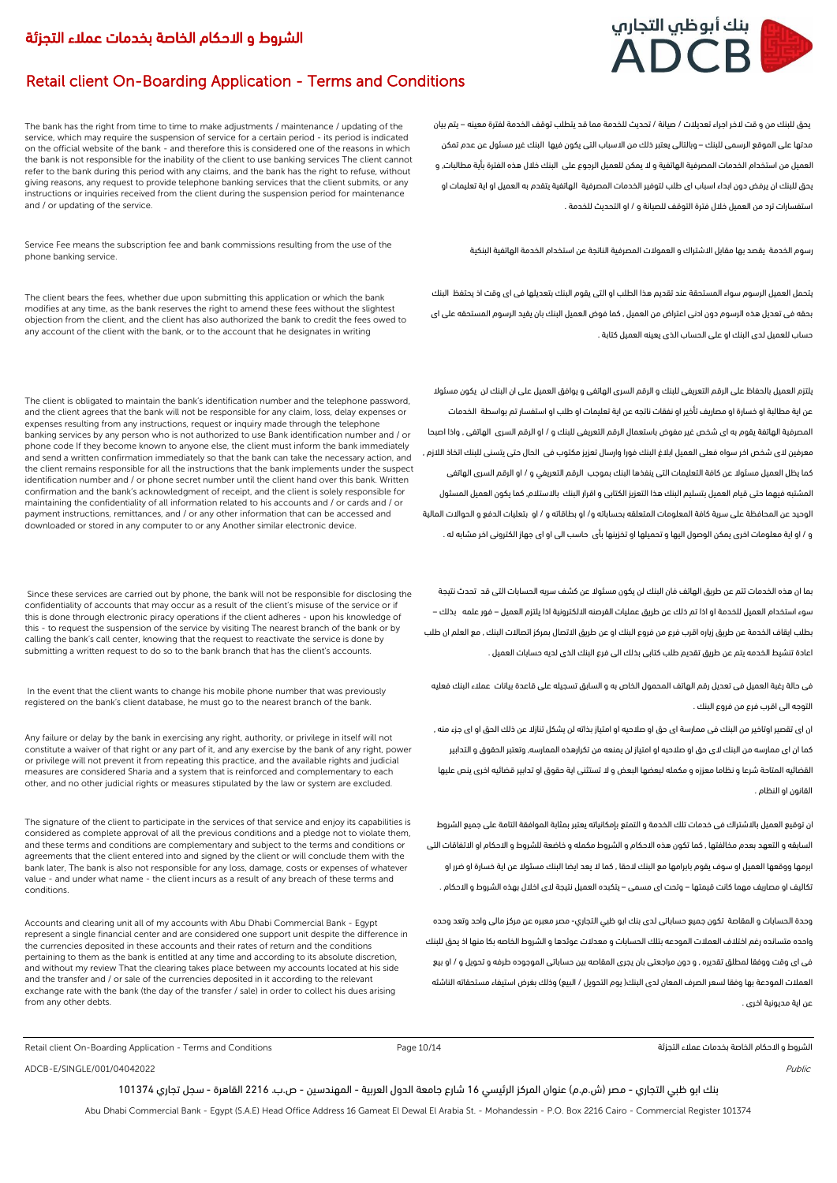# الشروط و الاحكام الخاصة بخدمات عملاء التجزئة

# Retail client On-Boarding Application - Terms and Conditions

The bank has the right from time to time to make adjustments / maintenance / updating of the service, which may require the suspension of service for a certain period - its period is indicated on the official website of the bank - and therefore this is considered one of the reasons in which the bank is not responsible for the inability of the client to use banking services The client cannot refer to the bank during this period with any claims, and the bank has the right to refuse, without giving reasons, any request to provide telephone banking services that the client submits, or any instructions or inquiries received from the client during the suspension period for maintenance and / or updating of the service.

يحق للبنك من و قت لاخر اجراء تعديلات / صيانة / تحديث للخدمة مما قد يتطلب توقف الخدمة لفترة معينه – يتم بيان مدتها على الموقع الرسمى للبنك – وبالتالى يعتبر ذلك من الاسباب التى يكون فيها البنك غير مسئول عن عدم تمكن العميل من استخدام الخدمات المصرفية الهاتفية و لا يمكن للعميل الرجوع على البنك خلال هذه الفترة بأية مطالبات, و يحق للبنك ان يرفض دون ابداء اسباب اى طلب لتوفير الخدمات المصرفية الهاتفية يتقدم به العميل او اية تعليمات او استفسارات ترد من العميل خلال فترة التوقف للصيانة و / او التحديث للخدمة .

Service Fee means the subscription fee and bank commissions resulting from the use of the phone banking service.

رسوم الخدمة يقصد بها مقابل الاشتراك و العمولات المصرفية الناتجة عن استخدام الخدمة الهاتفية البنكية

The client bears the fees, whether due upon submitting this application or which the bank modifies at any time, as the bank reserves the right to amend these fees without the slightest objection from the client, and the client has also authorized the bank to credit the fees owed to any account of the client with the bank, or to the account that he designates in writing

يتحمل العميل الرسوم سواء المستحقة عند تقديم هذا الطلب او التى يقوم البنك بتعديلها فى اى وقت اذ يحتفظ البنك بحقه فى تعديل هذه الرسوم دون ادنى اعتراض من العميل , كما فوض العميل البنك بان يقيد الرسوم المستحقه على اى حساب للعميل لدى البنك او على الحساب الذى يعينه العميل كتابة .

The client is obligated to maintain the bank's identification number and the telephone password, and the client agrees that the bank will not be responsible for any claim, loss, delay expenses or expenses resulting from any instructions, request or inquiry made through the telephone banking services by any person who is not authorized to use Bank identification number and / or phone code If they become known to anyone else, the client must inform the bank immediately and send a written confirmation immediately so that the bank can take the necessary action, and the client remains responsible for all the instructions that the bank implements under the suspect identification number and / or phone secret number until the client hand over this bank. Written confirmation and the bank's acknowledgment of receipt, and the client is solely responsible for maintaining the confidentiality of all information related to his accounts and / or cards and / or payment instructions, remittances, and / or any other information that can be accessed and downloaded or stored in any computer to or any Another similar electronic device.

يلتزم العميل بالحفاظ على الرقم التعريفى للبنك و الرقم السرى الهاتفى و يوافق العميل على ان البنك لن يكون مسئولا عن اية مطالبة او خسارة او مصاريف تأخير او نفقات ناتجه عن اية تعليمات او طلب او استفسار تم بواسطة الخدمات المصرفية الهاتفة يقوم به اى شخص غير مفوض باستعمال الرقم التعريفى للبنك و / او الرقم السرى الهاتفى , واذا اصبحا معروفين لدى شخص اخر سواه فعلى العميل ابلاغ البنك فورا وارسال تعزيز مكتوب فى الحال حتى يتسنى للبنك اتخاذ اللازم , كما يظل العميل مسئولا عن كافة التعليمات التى ينفذها البنك بموجب الرقم التعريفى و / او الرقم السرى الهاتفى المشتبه فيهما حتى قيام العميل بتسليم البنك هذا التعزيز الكتابى و اقرار البنك بالاستلام, كما يكون العميل المسئول الوحيد عن المحافظة على سرية كافة المعلومات المتعلقه بحساباته و/ او بطاقاته و / او بتعليات الدفع و الحوالات المالية و / او اية معلومات اخرى يمكن الوصول اليها و تحميلها او تخزينها بأى حاسب الى او اى جهاز الكترونى اخر مشابه له .

Since these services are carried out by phone, the bank will not be responsible for disclosing the confidentiality of accounts that may occur as a result of the client's misuse of the service or if this is done through electronic piracy operations if the client adheres - upon his knowledge of this - to request the suspension of the service by visiting The nearest branch of the bank or by calling the bank's call center, knowing that the request to reactivate the service is done by submitting a written request to do so to the bank branch that has the client's accounts.

بما ان هذه الخدمات تتم عن طريق الهاتف فان البنك لن يكون مسئولا عن كشف سريه الحسابات التى قد تحدث نتيجة سوء استخدام العميل للخدمة او اذا تم ذلك عن طريق عمليات القرصنه الالكترونية اذا يلتزم العميل – فور علمه بذلك – بطلب ايقاف الخدمة عن طريق زياره اقرب فرع من فروع البنك او عن طريق الاتصال بمركز اتصالات البنك , مع العلم ان طلب اعادة تنشيط الخدمه يتم عن طريق تقديم طلب كتابى بذلك الى فرع البنك الذى لديه حسابات العميل .

In the event that the client wants to change his mobile phone number that was previously registered on the bank's client database, he must go to the nearest branch of the bank.

فى حالة رغبة العميل فى تعديل رقم الهاتف المحمول الخاص به و السابق تسجيله على قاعدة بيانات عملاء البنك فعليه التوجه الى اقرب فرع من فروع البنك .

Any failure or delay by the bank in exercising any right, authority, or privilege in itself will not constitute a waiver of that right or any part of it, and any exercise by the bank of any right, power or privilege will not prevent it from repeating this practice, and the available rights and judicial measures are considered Sharia and a system that is reinforced and complementary to each other, and no other judicial rights or measures stipulated by the law or system are excluded.

ان اى تقصير اوتاخير من البنك فى ممارسة اى حق او صلاحيه او امتياز بذاته لن يشكل تنازل عن ذلك الحق او اى جزء منه , كما ان اى ممارسه من البنك لاى حق او صلاحيه او امتياز لن يمنعه من تكرارهذه الممارسه, وتعتبر الحقوق و التدابير القضائيه المتاحة شرعا و نظاما معززه و مكمله لبعضها البعض و لا تستثنى اية حقوق او تدابير قضائيه اخرى ينص عليها القانون او النظام .

The signature of the client to participate in the services of that service and enjoy its capabilities is considered as complete approval of all the previous conditions and a pledge not to violate them, and these terms and conditions are complementary and subject to the terms and conditions or agreements that the client entered into and signed by the client or will conclude them with the bank later, The bank is also not responsible for any loss, damage, costs or expenses of whatever value - and under what name - the client incurs as a result of any breach of these terms and conditions.

ان توقيع العميل بالاشتراك فى خدمات تلك الخدمة و التمتع بإمكانياته يعتبر بمثابة الموافقة التامة على جميع الشروط السابقه و التعهد بعدم مخالفتها , كما تكون هذه الاحكام و الشروط مكمله و خاضعة للشروط و الاحكام او الاتفاقات التى ابرمها ووقعها العميل او سوف يقوم بابرامها مع البنك لاحقا , كما لا يعد ايضا البنك مسئول عن اية خسارة او ضرر او تكاليف او مصاريف مهما كانت قيمتها – وتحت اى مسمى – يتكبده العميل نتيجة لاى اخلال بهذه الشروط و الاحكام .

Accounts and clearing unit all of my accounts with Abu Dhabi Commercial Bank - Egypt represent a single financial center and are considered one support unit despite the difference in the currencies deposited in these accounts and their rates of return and the conditions pertaining to them as the bank is entitled at any time and according to its absolute discretion, and without my review That the clearing takes place between my accounts located at his side and the transfer and / or sale of the currencies deposited in it according to the relevant exchange rate with the bank (the day of the transfer / sale) in order to collect his dues arising from any other debts.

وحدة الحسابات و المقاصة تكون جميع حساباتى لدى بنك ابو ظبى التجارى- مصر معبره عن مركز مالى واحد وتعد وحده واحده متسانده رغم اختلاف العملات المودعه بتلك الحسابات و معدلات عوئدها و الشروط الخاصه بكا منها اذ يحق للبنك فى اى وقت ووفقا لمطلق تقديره , و دون مراجعتى بان يجرى المقاصه بين حساباتى الموجوده طرفه و تحويل و / او بيع العملات المودعة بها وفقا لسعر الصرف المعان لدى البنك( يوم التحويل / البيع) وذلك بغرض استيفاء مستحقاته الناشئه عن اية مديونية اخرى .

ADCB-E/SINGLE/001/04042022

Public

بنك ابو ظبي التجاري - مصر (ش.م.م) عنوان المركز الرئيسي 16 شارع جامعة الدول العربية - المهندسين - ص.ب. 2216 القاهرة - سجل تجاري 101374

Abu Dhabi Commercial Bank - Egypt (S.A.E) Head Office Address 16 Gameat El Dewal El Arabia St. - Mohandessin - P.O. Box 2216 Cairo - Commercial Register 101374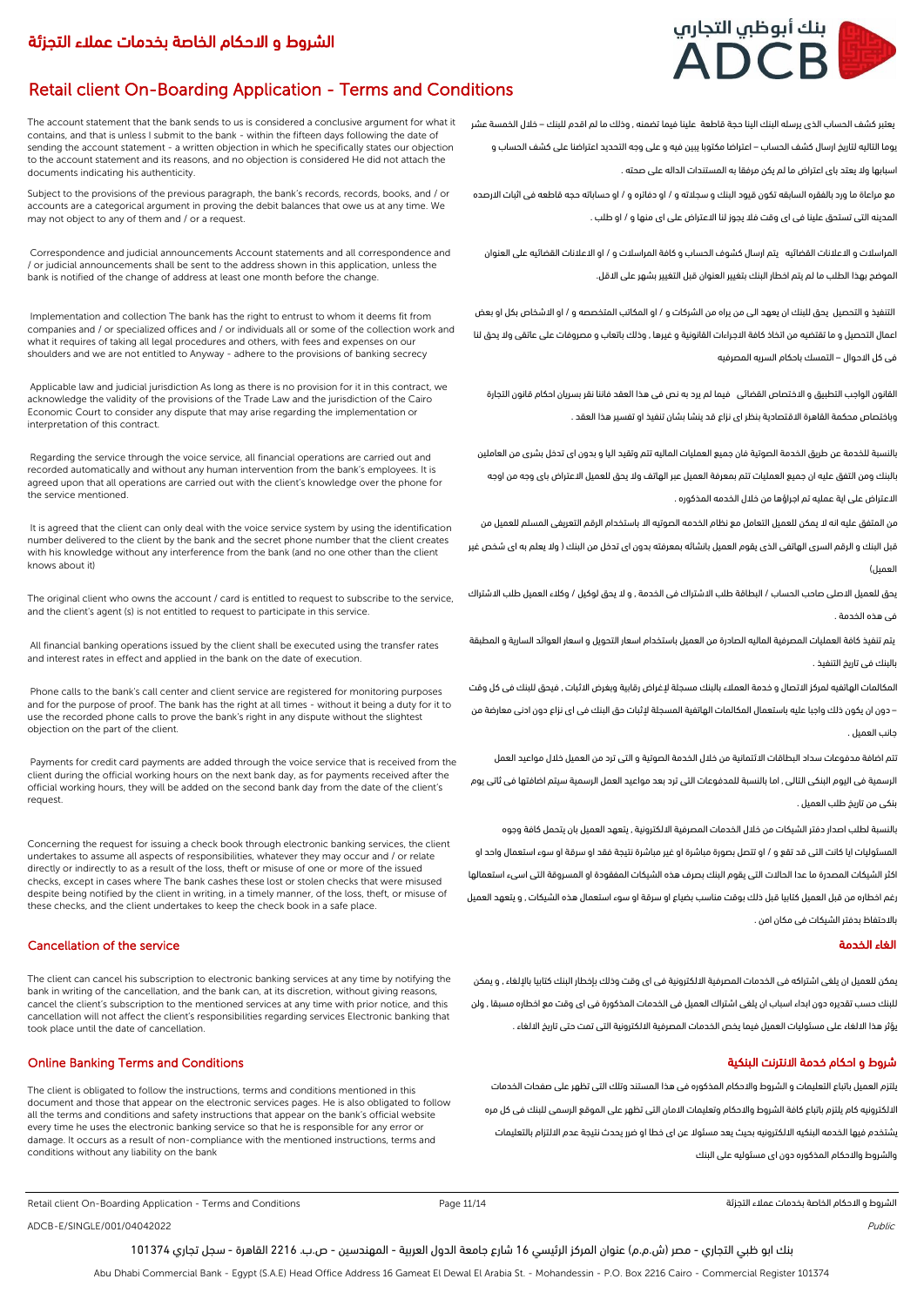# الشروط و الاحكام الخاصة بخدمات عملاء التجزئة

# Retail client On-Boarding Application - Terms and Conditions

The account statement that the bank sends to us is considered a conclusive argument for what it contains, and that is unless I submit to the bank - within the fifteen days following the date of sending the account statement - a written objection in which he specifically states our objection to the account statement and its reasons, and no objection is considered He did not attach the documents indicating his authenticity.

يعتبر كشف الحساب الذى يرسله البنك الينا حجة قاطعة علينا فيما تضمنه , وذلك ما لم اقدم للبنك – خلال الخمسة عشر يوما التاليه لتاريخ ارسال كشف الحساب – اعتراضا مكتوبا يبين فيه و على وجه التحديد اعتراضنا على كشف الحساب و اسبابها ولا يعتد باى اعتراض ما لم يكن مرفقا به المستندات الداله على صحته .

Subject to the provisions of the previous paragraph, the bank's records, records, books, and / or accounts are a categorical argument in proving the debit balances that owe us at any time. We may not object to any of them and / or a request.

مع مراعاة ما ورد بالفقره السابقه تكون قيود البنك و سجلاته و / او دفاتره و / او حساباته حجه قاطعه فى اثبات الارصده المدينه التى تستحق علينا فى اى وقت فلا يجوز لنا الاعتراض على اى منها و / او طلب .

Correspondence and judicial announcements Account statements and all correspondence and / or judicial announcements shall be sent to the address shown in this application, unless the bank is notified of the change of address at least one month before the change.

المراسلات و الاعلانات القضائيه يتم ارسال كشوف الحساب و كافة المراسلات و / او الاعلانات القضائيه على العنوان الموضح بهذا الطلب ما لم يتم اخطار البنك بتغيير العنوان قبل التغيير بشهر على الاقل.

Implementation and collection The bank has the right to entrust to whom it deems fit from companies and / or specialized offices and / or individuals all or some of the collection work and what it requires of taking all legal procedures and others, with fees and expenses on our shoulders and we are not entitled to Anyway - adhere to the provisions of banking secrecy

التنفيذ و التحصيل يحق للبنك ان يعهد الى من يراه من الشركات و / او المكاتب المتخصصه و / او الاشخاص بكل او بعض اعمال التحصيل و ما تقتضيه من اتخاذ كافة الاجراءات القانونية و غيرها , وذلك باتعاب و مصروفات على عاتقى ولا يحق لنا فى كل الاحوال – التمسك باحكام السريه المصرفيه

Applicable law and judicial jurisdiction As long as there is no provision for it in this contract, we acknowledge the validity of the provisions of the Trade Law and the jurisdiction of the Cairo Economic Court to consider any dispute that may arise regarding the implementation or interpretation of this contract.

القانون الواجب التطبيق و الاختصاص القضائى فيما لم يرد به نص فى هذا العقد فاننا نقر بسريان احكام قانون التجارة وباختصاص محكمة القاهرة الاقتصادية بنظر اى نزاع قد ينشا بشان تنفيذ او تفسير هذا العقد .

Regarding the service through the voice service, all financial operations are carried out and recorded automatically and without any human intervention from the bank's employees. It is agreed upon that all operations are carried out with the client's knowledge over the phone for the service mentioned.

بالنسبة للخدمة عن طريق الخدمة الصوتية فان جميع العمليات الماليه تتم وتقيد اليا و بدون اى تدخل بشرى من العاملين بالبنك ومن المتفق عليه ان جميع العمليات تتم بمعرفة العميل عبر الهاتف ولا يحق للعميل الاعتراض باى وجه من اوجه الاعتراض على اية عمليه تم اجراؤها من خلال الخدمه المذكوره .

It is agreed that the client can only deal with the voice service system by using the identification number delivered to the client by the bank and the secret phone number that the client creates with his knowledge without any interference from the bank (and no one other than the client knows about it)

من المتفق عليه انه لا يمكن للعميل التعامل مع نظام الخدمه الصوتيه الا باستخدام الرقم التعريفى المسلم للعميل من قبل البنك و الرقم السرى الهاتفى الذى يقوم العميل بانشائه بمعرفته بدون اى تدخل من البنك ( ولا يعلم به اى شخص غير العميل)

The original client who owns the account / card is entitled to request to subscribe to the service, and the client's agent (s) is not entitled to request to participate in this service.

يحق للعميل الاصلى صاحب الحساب / البطاقة طلب الاشتراك فى الخدمة , و لا يحق لوكيل / وكلاء العميل طلب الاشتراك فى هذه الخدمة .

All financial banking operations issued by the client shall be executed using the transfer rates and interest rates in effect and applied in the bank on the date of execution.

يتم تنفيذ كافة العمليات المصرفية الماليه الصادرة من العميل باستخدام اسعار التحويل و اسعار العوائد السارية و المطبقة بالبنك فى تاريخ التنفيذ .

Phone calls to the bank's call center and client service are registered for monitoring purposes and for the purpose of proof. The bank has the right at all times - without it being a duty for it to use the recorded phone calls to prove the bank's right in any dispute without the slightest objection on the part of the client.

المكالمات الهاتفيه لمركز الاتصال و خدمة العملاء بالبنك مسجلة لإغراض رقابية وبغرض الاثبات , فيحق للبنك فى كل وقت – دون ان يكون ذلك واجبا عليه باستعمال المكالمات الهاتفية المسجلة لإثبات حق البنك فى اى نزاع دون ادنى معارضة من جانب العميل .

Payments for credit card payments are added through the voice service that is received from the client during the official working hours on the next bank day, as for payments received after the official working hours, they will be added on the second bank day from the date of the client's request.

تتم اضافة مدفوعات سداد البطاقات الائتمانية من خلال الخدمة الصوتية و التى ترد من العميل خلال مواعيد العمل الرسمية فى اليوم البنكى التالى , اما بالنسبة للمدفوعات التى ترد بعد مواعيد العمل الرسمية سيتم اضافتها فى ثانى يوم بنكى من تاريخ طلب العميل .

Concerning the request for issuing a check book through electronic banking services, the client undertakes to assume all aspects of responsibilities, whatever they may occur and / or relate directly or indirectly to as a result of the loss, theft or misuse of one or more of the issued checks, except in cases where The bank cashes these lost or stolen checks that were misused despite being notified by the client in writing, in a timely manner, of the loss, theft, or misuse of these checks, and the client undertakes to keep the check book in a safe place.

بالنسبة لطلب اصدار دفتر الشيكات من خلال الخدمات المصرفية الالكترونية , يتعهد العميل بان يتحمل كافة وجوه المسئوليات ايا كانت التى قد تقع و / او تتصل بصورة مباشرة او غير مباشرة نتيجة فقد او سرقة او سوء استعمال واحد او اكثر الشيكات المصدرة ما عدا الحالات التى يقوم البنك بصرف هذه الشيكات المفقودة او المسروقة التى اسىء استعمالها رغم اخطاره من قبل العميل كتابيا قبل ذلك بوقت مناسب بضياع او سرقة او سوء استعمال هذه الشيكات , و يتعهد العميل بالاحتفاظ بدفتر الشيكات فى مكان امن .

## Cancellation of the service

## الغاء الخدمة

The client can cancel his subscription to electronic banking services at any time by notifying the bank in writing of the cancellation, and the bank can, at its discretion, without giving reasons, cancel the client's subscription to the mentioned services at any time with prior notice, and this cancellation will not affect the client's responsibilities regarding services Electronic banking that took place until the date of cancellation.

يمكن للعميل ان يلغى اشتراكه فى الخدمات المصرفية الالكترونية فى اى وقت وذلك بإخطار البنك كتابيا بالإلغاء , و يمكن للبنك حسب تقديره دون ابداء اسباب ان يلغى اشتراك العميل فى الخدمات المذكورة فى اى وقت مع اخطاره مسبقا , ولن يؤثر هذا الالغاء على مسئوليات العميل فيما يخص الخدمات المصرفية الالكترونية التى تمت حتى تاريخ الالغاء .

## Online Banking Terms and Conditions

## شروط و احكام خدمة الانترنت البنكية

The client is obligated to follow the instructions, terms and conditions mentioned in this document and those that appear on the electronic services pages. He is also obligated to follow all the terms and conditions and safety instructions that appear on the bank's official website every time he uses the electronic banking service so that he is responsible for any error or damage. It occurs as a result of non-compliance with the mentioned instructions, terms and conditions without any liability on the bank

يلتزم العميل باتباع التعليمات و الشروط والاحكام المذكوره فى هذا المستند وتلك التى تظهر على صفحات الخدمات الالكترونيه كام يلتزم باتباع كافة الشروط والاحكام وتعليمات الامان التى تظهر على الموقع الرسمى للبنك فى كل مره يستخدم فيها الخدمه البنكيه الالكترونيه بحيث يعد مسئول عن اى خطا او ضرر يحدث نتيجة عدم الالتزام بالتعليمات والشروط والاحكام المذكوره دون اى مسئوليه على البنك

ADCB-E/SINGLE/001/04042022

بنك ابو ظبي التجاري - مصر (ش.م.م) عنوان المركز الرئيسي 16 شارع جامعة الدول العربية - المهندسين - ص.ب. 2216 القاهرة - سجل تجاري 101374

Abu Dhabi Commercial Bank - Egypt (S.A.E) Head Office Address 16 Gameat El Dewal El Arabia St. - Mohandessin - P.O. Box 2216 Cairo - Commercial Register 101374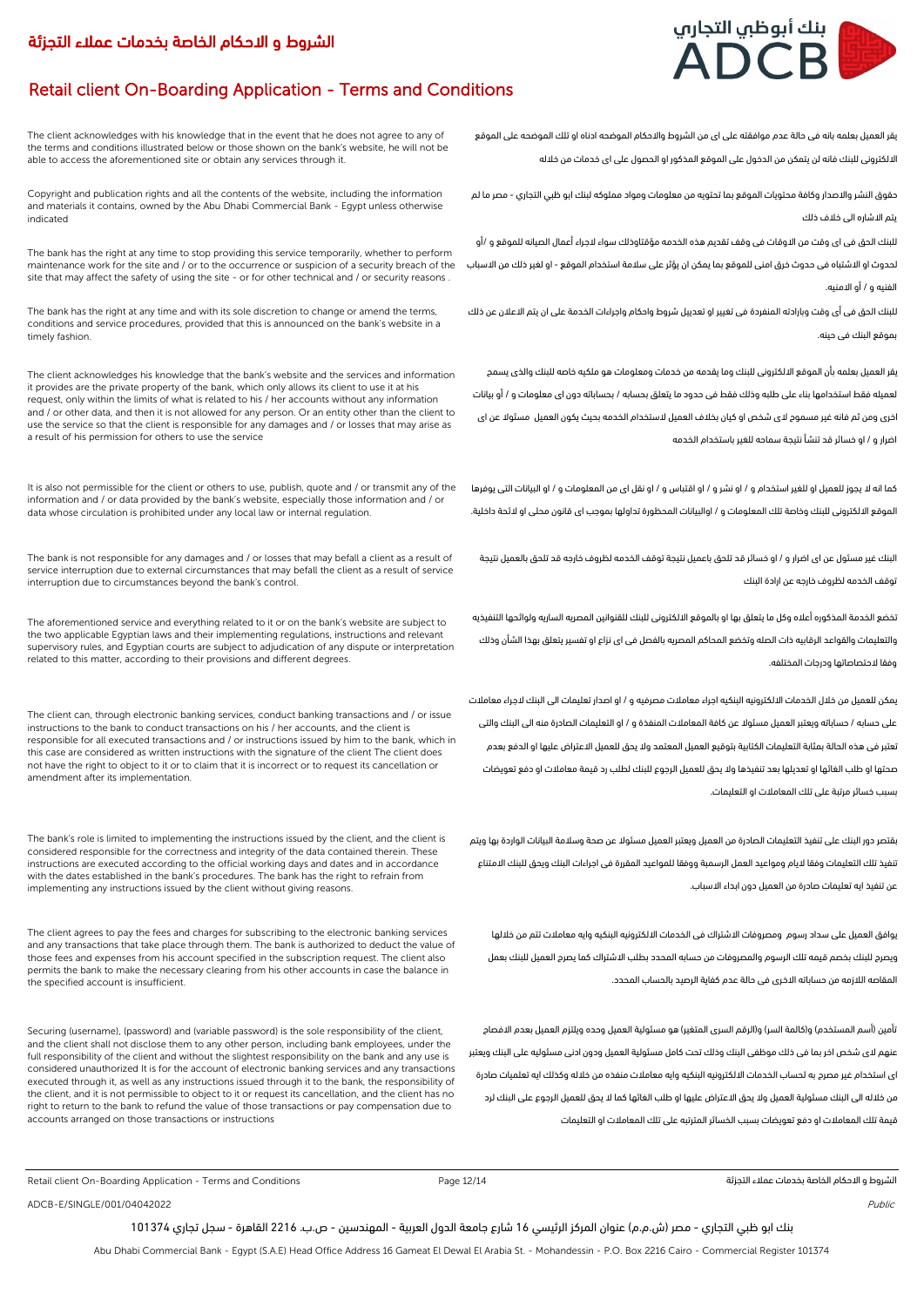# الشروط و الاحكام الخاصة بخدمات عملاء التجزئة

# Retail client On-Boarding Application - Terms and Conditions

The client acknowledges with his knowledge that in the event that he does not agree to any of the terms and conditions illustrated below or those shown on the bank's website, he will not be able to access the aforementioned site or obtain any services through it.

يقر العميل بعلمه بانه فى حالة عدم موافقته على اى من الشروط والاحكام الموضحه ادناه او تلك الموضحه على الموقع الالكترونى للبنك فانه لن يتمكن من الدخول على الموقع المذكور او الحصول على اى خدمات من خلاله

Copyright and publication rights and all the contents of the website, including the information and materials it contains, owned by the Abu Dhabi Commercial Bank - Egypt unless otherwise indicated

حقوق النشر والاصدار وكافة محتويات الموقع بما تحتويه من معلومات ومواد مملوكه لبنك ابو ظبي التجاري - مصر ما لم يتم الاشاره الى خلاف ذلك

The bank has the right at any time to stop providing this service temporarily, whether to perform maintenance work for the site and / or to the occurrence or suspicion of a security breach of the site that may affect the safety of using the site - or for other technical and / or security reasons .

للبنك الحق فى اى وقت من الاوقات فى وقف تقديم هذه الخدمه مؤقتاوذلك سواء لاجراء أعمال الصيانه للموقع و /أو لحدوث او الاشتباه فى حدوث خرق امنى للموقع بما يمكن ان يؤثر على سلامة استخدام الموقع - او لغير ذلك من الاسباب الفنيه و / أو الامنيه.

The bank has the right at any time and with its sole discretion to change or amend the terms, conditions and service procedures, provided that this is announced on the bank's website in a timely fashion.

للبنك الحق فى أى وقت وبإرادته المنفردة فى تغيير او تعديل شروط واحكام واجراءات الخدمة على ان يتم الاعلان عن ذلك بموقع البنك فى حينه.

The client acknowledges his knowledge that the bank's website and the services and information it provides are the private property of the bank, which only allows its client to use it at his request, only within the limits of what is related to his / her accounts without any information and / or other data, and then it is not allowed for any person. Or an entity other than the client to use the service so that the client is responsible for any damages and / or losses that may arise as a result of his permission for others to use the service

يقر العميل بعلمه بأن الموقع الالكترونى للبنك وما يقدمه من خدمات ومعلومات هو ملكيه خاصه للبنك والذى يسمح لعميله فقط استخدامها بناء على طلبه وذلك فقط فى حدود ما يتعلق بحسابه / بحساباته دون اى معلومات و / أو بيانات اخرى ومن ثم فانه غير مسموح لاى شخص او كيان بخلاف العميل لاستخدام الخدمه بحيث يكون العميل مسئولا عن اى اضرار و / او خسائر قد تنشأ نتيجة سماحه للغير باستخدام الخدمه

It is also not permissible for the client or others to use, publish, quote and / or transmit any of the information and / or data provided by the bank's website, especially those information and / or data whose circulation is prohibited under any local law or internal regulation.

كما انه لا يجوز للعميل او للغير استخدام و / او نشر و / او اقتباس و / او نقل اى من المعلومات و / او البيانات التى يوفرها الموقع الالكترونى للبنك وخاصة تلك المعلومات و / اوالبيانات المحظورة تداولها بموجب اى قانون محلى او لائحة داخلية.

The bank is not responsible for any damages and / or losses that may befall a client as a result of service interruption due to external circumstances that may befall the client as a result of service interruption due to circumstances beyond the bank's control.

البنك غير مسئول عن اى اضرار و / او خسائر قد تلحق باعميل نتيجة توقف الخدمه لظروف خارجه قد تلحق بالعميل نتيجة توقف الخدمه لظروف خارجه عن ارادة البنك

The aforementioned service and everything related to it on the bank's website are subject to the two applicable Egyptian laws and their implementing regulations, instructions and relevant supervisory rules, and Egyptian courts are subject to adjudication of any dispute or interpretation related to this matter, according to their provisions and different degrees.

تخضع الخدمة المذكوره أعلاه وكل ما يتعلق بها او بالموقع الالكترونى للبنك للقنوانين المصريه الساريه ولوائحها التنفيذيه والتعليمات والقواعد الرقابيه ذات الصله وتخضع المحاكم المصريه بالفصل فى اى نزاع او تفسير يتعلق بهذا الشأن وذلك وفقا لاختصاصاتها ودرجاتها المختلفه.

The client can, through electronic banking services, conduct banking transactions and / or issue instructions to the bank to conduct transactions on his / her accounts, and the client is responsible for all executed transactions and / or instructions issued by him to the bank, which in this case are considered as written instructions with the signature of the client The client does not have the right to object to it or to claim that it is incorrect or to request its cancellation or amendment after its implementation.

يمكن للعميل من خلال الخدمات الالكترونيه البنكيه اجراء معاملات مصرفيه و / او اصدار تعليمات الى البنك لاجراء معاملات على حسابه / حساباته ويعتبر العميل مسئولا عن كافة المعاملات المنفذة و / او التعليمات الصادرة منه الى البنك والتى تعتبر فى هذه الحالة بمثابة التعليمات الكتابية بتوقيع العميل المعتمد ولا يحق للعميل الاعتراض عليها او الدفع بعدم صحتها او طلب الغائها او تعديلها بعد تنفيذها ولا يحق للعميل الرجوع للبنك لطلب رد قيمة معاملات او دفع تعويضات بسبب خسائر مرتبة على تلك المعاملات او التعليمات.

The bank's role is limited to implementing the instructions issued by the client, and the client is considered responsible for the correctness and integrity of the data contained therein. These instructions are executed according to the official working days and dates and in accordance with the dates established in the bank's procedures. The bank has the right to refrain from implementing any instructions issued by the client without giving reasons.

يقتصر دور البنك على تنفيذ التعليمات الصادرة من العميل ويعتبر العميل مسئولا عن صحة وسلامة البيانات الواردة بها ويتم تنفيذ تلك التعليمات وفقا لايام ومواعيد العمل الرسمية ووفقا للمواعيد المقررة فى اجراءات البنك ويحق للبنك الامتناع عن تنفيذ ايه تعليمات صادرة من العميل دون ابداء الاسباب.

The client agrees to pay the fees and charges for subscribing to the electronic banking services and any transactions that take place through them. The bank is authorized to deduct the value of those fees and expenses from his account specified in the subscription request. The client also permits the bank to make the necessary clearing from his other accounts in case the balance in the specified account is insufficient.

يوافق العميل على سداد رسوم ومصروفات الاشتراك فى الخدمات الالكترونيه البنكيه وايه معاملات تتم من خلالها ويصرح للبنك بخصم قيمه تلك الرسوم والمصروفات من حسابه المحدد بطلب الاشتراك كما يصرح العميل للبنك بعمل المقاصه اللازمه من حساباته الاخرى فى حالة عدم كفاية الرصيد بالحساب المحدد.

Securing (username), (password) and (variable password) is the sole responsibility of the client, and the client shall not disclose them to any other person, including bank employees, under the full responsibility of the client and without the slightest responsibility on the bank and any use is considered unauthorized It is for the account of electronic banking services and any transactions executed through it, as well as any instructions issued through it to the bank, the responsibility of the client, and it is not permissible to object to it or request its cancellation, and the client has no right to return to the bank to refund the value of those transactions or pay compensation due to accounts arranged on those transactions or instructions

تأمين (أسم المستخدم) و(كالمة السر) و(الرقم السرى المتغير) هو مسئولية العميل وحده ويلتزم العميل بعدم الافصاح عنهم لاى شخص اخر بما فى ذلك موظفى البنك وذلك تحت كامل مسئولية العميل ودون ادنى مسئوليه على البنك ويعتبر اى استخدام غير مصرح به لحساب الخدمات الالكترونيه البنكيه وايه معاملات منفذه من خلاله وكذلك ايه تعليمات صادرة من خلاله الى البنك مسئولية العميل ولا يحق الاعتراض عليها او طلب الغائها كما لا يحق للعميل الرجوع على البنك لرد قيمة تلك المعاملات او دفع تعويضات بسبب الخسائر المترتبه على تلك المعاملات او التعليمات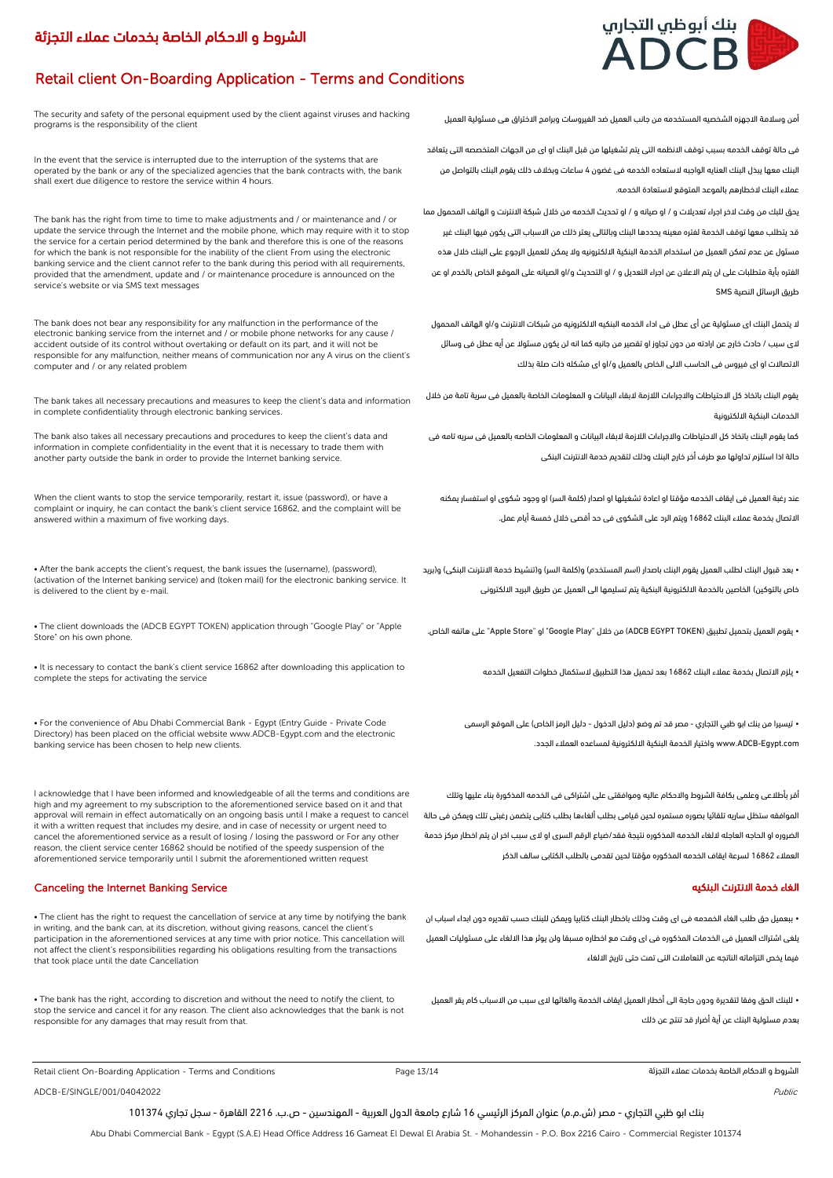# الشروط و الاحكام الخاصة بخدمات عملاء التجزئة

# Retail client On-Boarding Application - Terms and Conditions

The security and safety of the personal equipment used by the client against viruses and hacking programs is the responsibility of the client

أمن وسلامة الاجهزه الشخصيه المستخدمه من جانب العميل ضد الفيروسات وبرامج الاختراق هى مسئولية العميل

In the event that the service is interrupted due to the interruption of the systems that are operated by the bank or any of the specialized agencies that the bank contracts with, the bank shall exert due diligence to restore the service within 4 hours.

فى حالة توقف الخدمه بسبب توقف الانظمه التى يتم تشغيلها من قبل البنك او اى من الجهات المتخصصه التى يتعاقد البنك معها يبذل البنك العنايه الواجبه لاستعاده الخدمه فى غضون 4 ساعات وبخلاف ذلك يقوم البنك بالتواصل من عملاء البنك لاخطارهم بالموعد المتوقع لاستعادة الخدمه.

The bank has the right from time to time to make adjustments and / or maintenance and / or update the service through the Internet and the mobile phone, which may require with it to stop the service for a certain period determined by the bank and therefore this is one of the reasons for which the bank is not responsible for the inability of the client From using the electronic banking service and the client cannot refer to the bank during this period with all requirements, provided that the amendment, update and / or maintenance procedure is announced on the service's website or via SMS text messages

يحق للبك من وقت لاخر اجراء تعديلات و / او صيانه و / او تحديث الخدمه من خلال شبكة الانترنت و الهاتف المحمول مما قد يتطلب معها توقف الخدمة لفتره معينه يحددها البنك وبالتالى يعتر ذلك من الاسباب التى يكون فيها البنك غير مسئول عن عدم تمكن العميل من استخدام الخدمة البنكية الالكترونيه ولا يمكن للعميل الرجوع على البنك خلال هذه الفتره بأية متطلبات على ان يتم الاعلان عن اجراء التعديل و / او التحديث و/او الصيانه على الموقع الخاص بالخدم او عن طريق الرسائل النصية SMS

The bank does not bear any responsibility for any malfunction in the performance of the electronic banking service from the internet and / or mobile phone networks for any cause / accident outside of its control without overtaking or default on its part, and it will not be responsible for any malfunction, neither means of communication nor any A virus on the client's computer and / or any related problem

لا يتحمل البنك اى مسئولية عن أى عطل فى اداء الخدمه البنكيه الالكترونيه من شبكات الانترنت و/او الهاتف المحمول لاى سبب / حادث خارج عن ارادته من دون تجاوز او تقصير من جانبه كما انه لن يكون مسئولا عن أيه عطل فى وسائل الاتصالات او اى فيروس فى الحاسب الالى الخاص بالعميل و/او اى مشكله ذات صلة بذلك

The bank takes all necessary precautions and measures to keep the client's data and information in complete confidentiality through electronic banking services.

يقوم البنك باتخاذ كل الاحتياطات والاجراءات اللازمة لابقاء البيانات و المعلومات الخاصة بالعميل فى سرية تامة من خلال الخدمات البنكية الالكترونية

The bank also takes all necessary precautions and procedures to keep the client's data and information in complete confidentiality in the event that it is necessary to trade them with another party outside the bank in order to provide the Internet banking service.

كما يقوم البنك باتخاذ كل الاحتياطات والاجراءات اللازمة لابقاء البيانات و المعلومات الخاصه بالعميل فى سريه تامه فى حالة اذا استلزم تداولها مع طرف أخر خارج البنك وذلك لتقديم خدمة الانترنت البنكى

When the client wants to stop the service temporarily, restart it, issue (password), or have a complaint or inquiry, he can contact the bank's client service 16862, and the complaint will be answered within a maximum of five working days.

عند رغبة العميل فى ايقاف الخدمه مؤقتا او اعادة تشغيلها او اصدار (كلمة السر) او وجود شكوى او استفسار يمكنه الاتصال بخدمة عملاء البنك 16862 ويتم الرد على الشكوى فى حد أقصى خلال خمسة أيام عمل.

- After the bank accepts the client's request, the bank issues the (username), (password), (activation of the Internet banking service) and (token mail) for the electronic banking service. It is delivered to the client by e-mail.

- بعد قبول البنك لطلب العميل يقوم البنك باصدار (اسم المستخدم) و(كلمة السر) و(تنشيط خدمة الانترنت البنكى) و(بريد خاص بالتوكين) الخاصين بالخدمة الالكترونية البنكية يتم تسليمها الى العميل عن طريق البريد الالكترونى

- The client downloads the (ADCB EGYPT TOKEN) application through "Google Play" or "Apple Store" on his own phone.

- يقوم العميل بتحميل تطبيق (ADCB EGYPT TOKEN) من خلال "Google Play" او "Apple Store" على هاتفه الخاص.

- It is necessary to contact the bank's client service 16862 after downloading this application to complete the steps for activating the service

- يلزم الاتصال بخدمة عملاء البنك 16862 بعد تحميل هذا التطبيق لاستكمال خطوات التفعيل الخدمه

- For the convenience of Abu Dhabi Commercial Bank - Egypt (Entry Guide - Private Code Directory) has been placed on the official website www.ADCB-Egypt.com and the electronic banking service has been chosen to help new clients.

- تيسيرا من بنك ابو ظبي التجاري - مصر قد تم وضع (دليل الدخول - دليل الرمز الخاص) على الموقع الرسمى www.ADCB-Egypt.com واختيار الخدمة البنكية الالكترونية لمساعده العملاء الجدد.

I acknowledge that I have been informed and knowledgeable of all the terms and conditions are high and my agreement to my subscription to the aforementioned service based on it and that approval will remain in effect automatically on an ongoing basis until I make a request to cancel it with a written request that includes my desire, and in case of necessity or urgent need to cancel the aforementioned service as a result of losing / losing the password or For any other reason, the client service center 16862 should be notified of the speedy suspension of the aforementioned service temporarily until I submit the aforementioned written request

أقر بأطلاعى وعلمى بكافة الشروط والاحكام عاليه وموافقتى على اشتراكى فى الخدمه المذكورة بناء عليها وتلك الموافقه ستظل ساريه تلقائيا بصوره مستمره لحين قيامى بطلب ألغاءها بطلب كتابى يتضمن رغبتى تلك ويمكن فى حالة الضروره او الحاجه العاجله لالغاء الخدمه المذكوره نتيجة فقد/ضياع الرقم السرى او لاى سبب اخر ان يتم اخطار مركز خدمة العملاء 16862 لسرعة ايقاف الخدمه المذكوره مؤقتا لحين تقدمى بالطلب الكتابى سالف الذكر

## Canceling the Internet Banking Service

## الغاء خدمة الانترنت البنكيه

- The client has the right to request the cancellation of service at any time by notifying the bank in writing, and the bank can, at its discretion, without giving reasons, cancel the client's participation in the aforementioned services at any time with prior notice. This cancellation will not affect the client's responsibilities regarding his obligations resulting from the transactions that took place until the date Cancellation

- بيعميل حق طلب الغاء الخمدمه فى اى وقت وذلك باخطار البنك كتابيا ويمكن للبنك حسب تقديره دون ابداء اسباب ان يلغى أشتراك العميل فى الخدمات المذكوره فى اى وقت مع اخطاره مسبقا ولن يوثر هذا الالغاء على مسئوليات العميل فيما يخص التزاماته الناتجه عن التعاملات التى تمت حتى تاريخ الالغاء

- The bank has the right, according to discretion and without the need to notify the client, to stop the service and cancel it for any reason. The client also acknowledges that the bank is not responsible for any damages that may result from that.

- للبنك الحق وفقا لتقديرة ودون حاجة الى أخطار العميل ايقاف الخدمة والغائها لاى سبب من الاسباب كام يقر العميل بعدم مسئولية البنك عن أية أضرار قد تنتج عن ذلك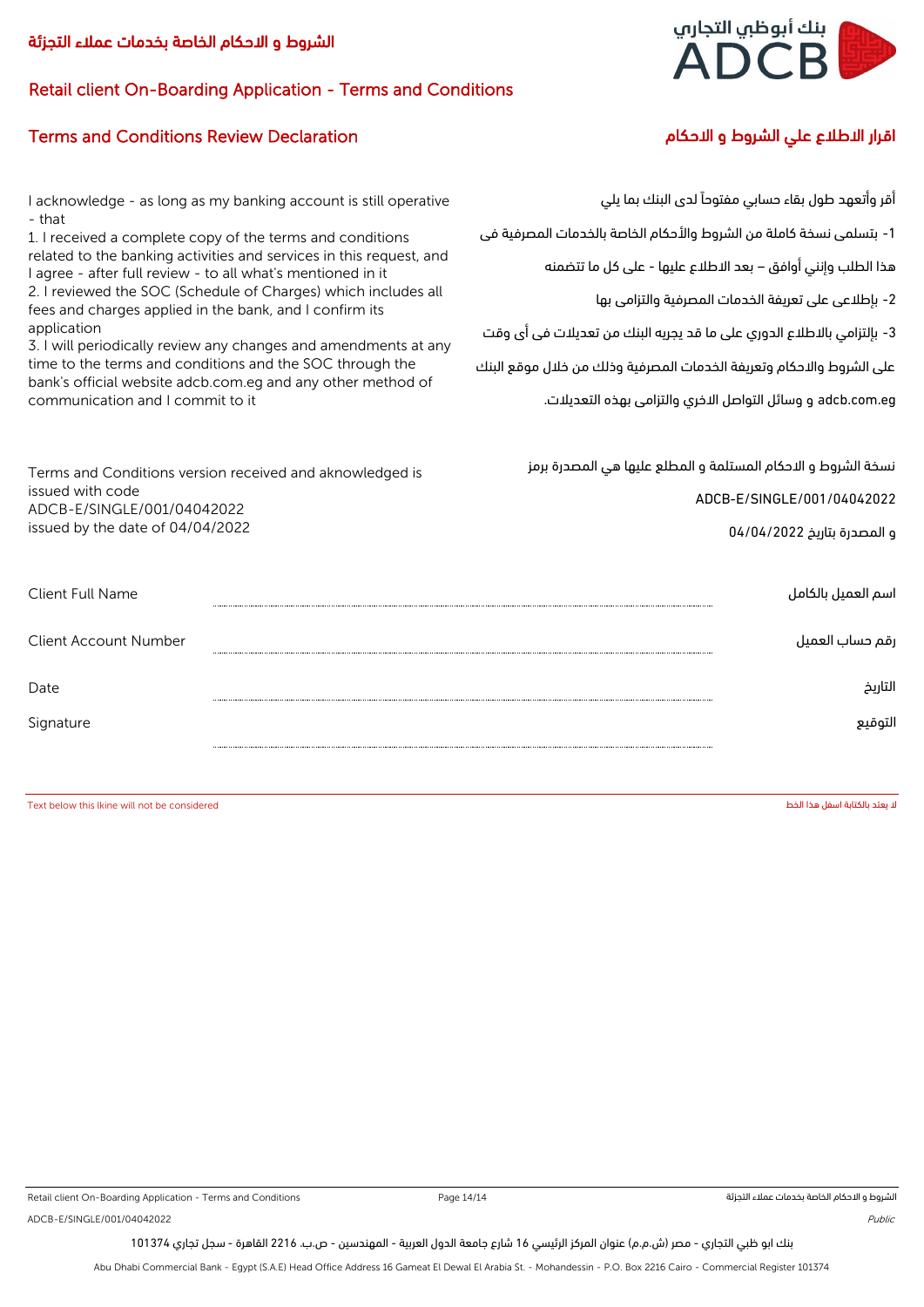# الشروط و الاحكام الخاصة بخدمات عملاء التجزئة

# Retail client On-Boarding Application - Terms and Conditions

## Terms and Conditions Review Declaration

## اقرار الاطلاع علي الشروط و الاحكام

I acknowledge - as long as my banking account is still operative - that
1. I received a complete copy of the terms and conditions related to the banking activities and services in this request, and I agree - after full review - to all what's mentioned in it
2. I reviewed the SOC (Schedule of Charges) which includes all fees and charges applied in the bank, and I confirm its application
3. I will periodically review any changes and amendments at any time to the terms and conditions and the SOC through the bank's official website adcb.com.eg and any other method of communication and I commit to it

أقر وأتعهد طول بقاء حسابي مفتوحاً لدى البنك بما يلي

1- بتسلمى نسخة كاملة من الشروط والأحكام الخاصة بالخدمات المصرفية فى هذا الطلب وإنني أوافق – بعد الاطلاع عليها - على كل ما تتضمنه

2- بإطلاعى على تعريفة الخدمات المصرفية والتزامى بها

3- بإلتزامي بالاطلاع الدوري على ما قد يجريه البنك من تعديلات فى أى وقت على الشروط والاحكام وتعريفة الخدمات المصرفية وذلك من خلال موقع البنك adcb.com.eg و وسائل التواصل الاخري والتزامى بهذه التعديلات.

Terms and Conditions version received and aknowledged is issued with code ADCB-E/SINGLE/001/04042022 issued by the date of 04/04/2022

نسخة الشروط و الاحكام المستلمة و المطلع عليها هي المصدرة برمز ADCB-E/SINGLE/001/04042022 و المصدرة بتاريخ 04/04/2022

| | | |
|---|---|---|
| Client Full Name | ........................................ | اسم العميل بالكامل |
| Client Account Number | ........................................ | رقم حساب العميل |
| Date | ........................................ | التاريخ |
| Signature | ........................................ | التوقيع |

Text below this lkine will not be considered

لا يعتد بالكتابة اسفل هذا الخط

ADCB-E/SINGLE/001/04042022

Public

بنك ابو ظبي التجاري - مصر (ش.م.م) عنوان المركز الرئيسي 16 شارع جامعة الدول العربية - المهندسين - ص.ب. 2216 القاهرة - سجل تجاري 101374

Abu Dhabi Commercial Bank - Egypt (S.A.E) Head Office Address 16 Gameat El Dewal El Arabia St. - Mohandessin - P.O. Box 2216 Cairo - Commercial Register 101374